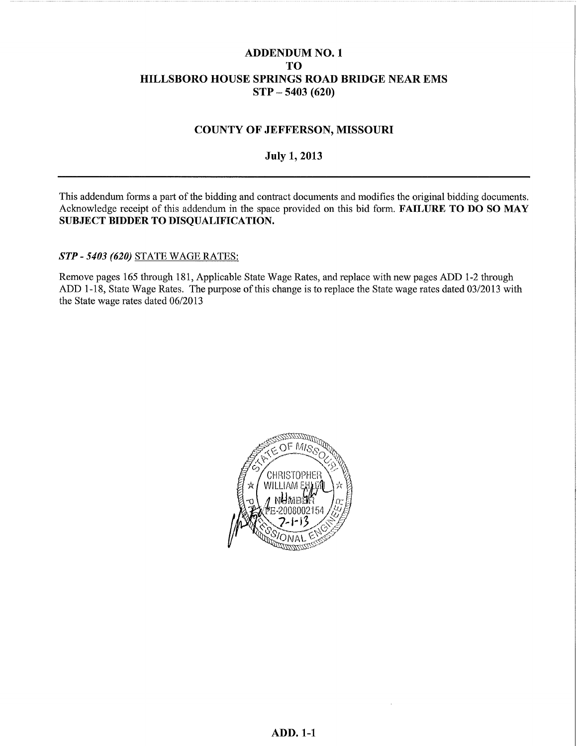# ADDENDUM NO. 1
# TO
# HILLSBORO HOUSE SPRINGS ROAD BRIDGE NEAR EMS
# STP – 5403 (620)

## COUNTY OF JEFFERSON, MISSOURI

### July 1, 2013

---

This addendum forms a part of the bidding and contract documents and modifies the original bidding documents. Acknowledge receipt of this addendum in the space provided on this bid form. **FAILURE TO DO SO MAY SUBJECT BIDDER TO DISQUALIFICATION.**

***STP - 5403 (620)*** STATE WAGE RATES:

Remove pages 165 through 181, Applicable State Wage Rates, and replace with new pages ADD 1-2 through ADD 1-18, State Wage Rates. The purpose of this change is to replace the State wage rates dated 03/2013 with the State wage rates dated 06/2013

STATE OF MISSOURI
CHRISTOPHER WILLIAM EHLEN
NUMBER
PE-2008002154
7-1-13
PROFESSIONAL ENGINEER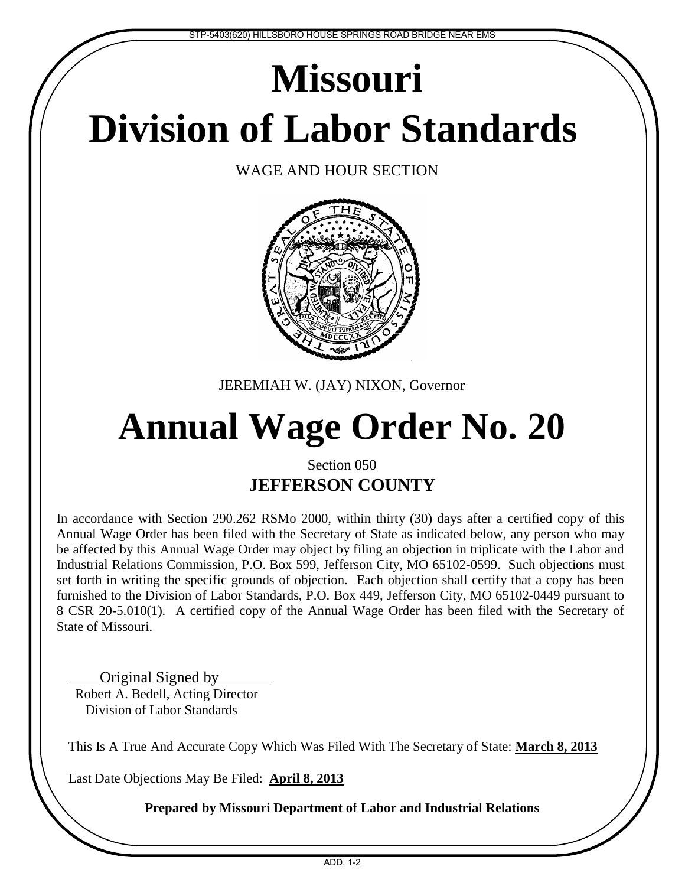# Missouri

# Division of Labor Standards

WAGE AND HOUR SECTION

JEREMIAH W. (JAY) NIXON, Governor

# Annual Wage Order No. 20

Section 050

## JEFFERSON COUNTY

In accordance with Section 290.262 RSMo 2000, within thirty (30) days after a certified copy of this Annual Wage Order has been filed with the Secretary of State as indicated below, any person who may be affected by this Annual Wage Order may object by filing an objection in triplicate with the Labor and Industrial Relations Commission, P.O. Box 599, Jefferson City, MO 65102-0599. Such objections must set forth in writing the specific grounds of objection. Each objection shall certify that a copy has been furnished to the Division of Labor Standards, P.O. Box 449, Jefferson City, MO 65102-0449 pursuant to 8 CSR 20-5.010(1). A certified copy of the Annual Wage Order has been filed with the Secretary of State of Missouri.

Original Signed by
Robert A. Bedell, Acting Director
Division of Labor Standards

This Is A True And Accurate Copy Which Was Filed With The Secretary of State: **March 8, 2013**

Last Date Objections May Be Filed: **April 8, 2013**

**Prepared by Missouri Department of Labor and Industrial Relations**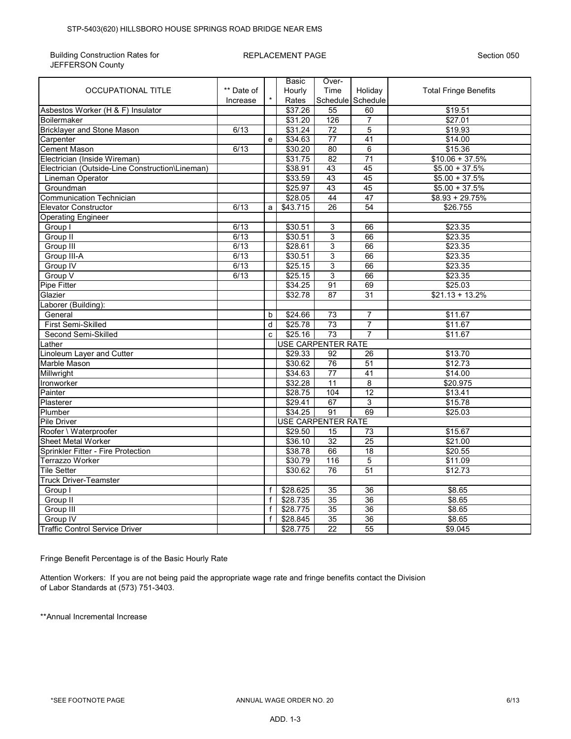STP-5403(620) HILLSBORO HOUSE SPRINGS ROAD BRIDGE NEAR EMS

Building Construction Rates for JEFFERSON County

REPLACEMENT PAGE

Section 050

| OCCUPATIONAL TITLE | ** Date of Increase | * | Basic Hourly Rates | Over-Time Schedule | Holiday Schedule | Total Fringe Benefits |
|---|---|---|---|---|---|---|
| Asbestos Worker (H & F) Insulator | | | $37.26 | 55 | 60 | $19.51 |
| Boilermaker | | | $31.20 | 126 | 7 | $27.01 |
| Bricklayer and Stone Mason | 6/13 | | $31.24 | 72 | 5 | $19.93 |
| Carpenter | | e | $34.63 | 77 | 41 | $14.00 |
| Cement Mason | 6/13 | | $30.20 | 80 | 6 | $15.36 |
| Electrician (Inside Wireman) | | | $31.75 | 82 | 71 | $10.06 + 37.5% |
| Electrician (Outside-Line Construction\Lineman) | | | $38.91 | 43 | 45 | $5.00 + 37.5% |
| Lineman Operator | | | $33.59 | 43 | 45 | $5.00 + 37.5% |
| Groundman | | | $25.97 | 43 | 45 | $5.00 + 37.5% |
| Communication Technician | | | $28.05 | 44 | 47 | $8.93 + 29.75% |
| Elevator Constructor | 6/13 | a | $43.715 | 26 | 54 | $26.755 |
| Operating Engineer | | | | | | |
| Group I | 6/13 | | $30.51 | 3 | 66 | $23.35 |
| Group II | 6/13 | | $30.51 | 3 | 66 | $23.35 |
| Group III | 6/13 | | $28.61 | 3 | 66 | $23.35 |
| Group III-A | 6/13 | | $30.51 | 3 | 66 | $23.35 |
| Group IV | 6/13 | | $25.15 | 3 | 66 | $23.35 |
| Group V | 6/13 | | $25.15 | 3 | 66 | $23.35 |
| Pipe Fitter | | | $34.25 | 91 | 69 | $25.03 |
| Glazier | | | $32.78 | 87 | 31 | $21.13 + 13.2% |
| Laborer (Building): | | | | | | |
| General | | b | $24.66 | 73 | 7 | $11.67 |
| First Semi-Skilled | | d | $25.78 | 73 | 7 | $11.67 |
| Second Semi-Skilled | | c | $25.16 | 73 | 7 | $11.67 |
| Lather | | | USE CARPENTER RATE | | | |
| Linoleum Layer and Cutter | | | $29.33 | 92 | 26 | $13.70 |
| Marble Mason | | | $30.62 | 76 | 51 | $12.73 |
| Millwright | | | $34.63 | 77 | 41 | $14.00 |
| Ironworker | | | $32.28 | 11 | 8 | $20.975 |
| Painter | | | $28.75 | 104 | 12 | $13.41 |
| Plasterer | | | $29.41 | 67 | 3 | $15.78 |
| Plumber | | | $34.25 | 91 | 69 | $25.03 |
| Pile Driver | | | USE CARPENTER RATE | | | |
| Roofer \ Waterproofer | | | $29.50 | 15 | 73 | $15.67 |
| Sheet Metal Worker | | | $36.10 | 32 | 25 | $21.00 |
| Sprinkler Fitter - Fire Protection | | | $38.78 | 66 | 18 | $20.55 |
| Terrazzo Worker | | | $30.79 | 116 | 5 | $11.09 |
| Tile Setter | | | $30.62 | 76 | 51 | $12.73 |
| Truck Driver-Teamster | | | | | | |
| Group I | | f | $28.625 | 35 | 36 | $8.65 |
| Group II | | f | $28.735 | 35 | 36 | $8.65 |
| Group III | | f | $28.775 | 35 | 36 | $8.65 |
| Group IV | | f | $28.845 | 35 | 36 | $8.65 |
| Traffic Control Service Driver | | | $28.775 | 22 | 55 | $9.045 |

Fringe Benefit Percentage is of the Basic Hourly Rate

Attention Workers: If you are not being paid the appropriate wage rate and fringe benefits contact the Division of Labor Standards at (573) 751-3403.

**Annual Incremental Increase

*SEE FOOTNOTE PAGE

ANNUAL WAGE ORDER NO. 20

6/13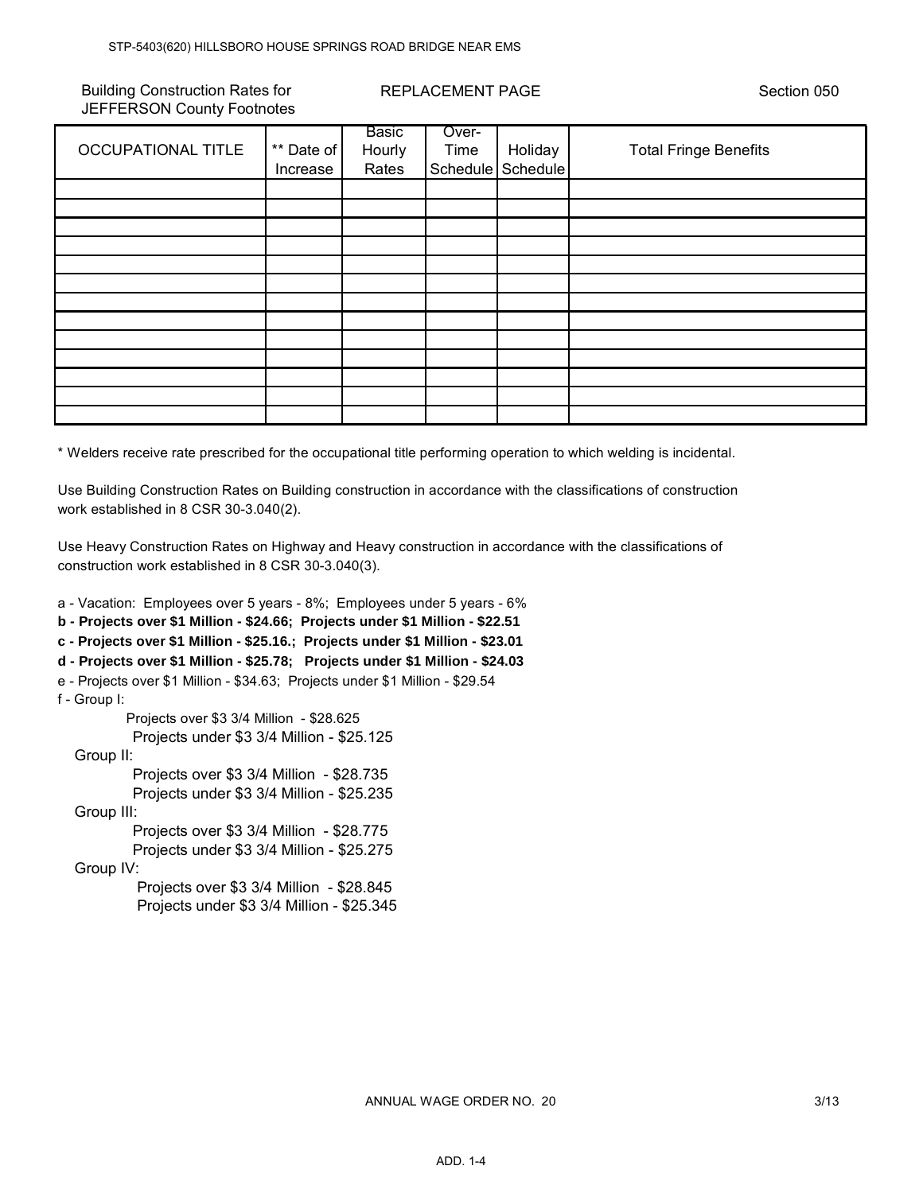Building Construction Rates for JEFFERSON County Footnotes

REPLACEMENT PAGE

Section 050

| OCCUPATIONAL TITLE | ** Date of Increase | Basic Hourly Rates | Over-Time Schedule | Holiday Schedule | Total Fringe Benefits |
|---|---|---|---|---|---|
| | | | | | |
| | | | | | |
| | | | | | |
| | | | | | |
| | | | | | |
| | | | | | |
| | | | | | |
| | | | | | |
| | | | | | |
| | | | | | |
| | | | | | |
| | | | | | |
| | | | | | |

* Welders receive rate prescribed for the occupational title performing operation to which welding is incidental.

Use Building Construction Rates on Building construction in accordance with the classifications of construction work established in 8 CSR 30-3.040(2).

Use Heavy Construction Rates on Highway and Heavy construction in accordance with the classifications of construction work established in 8 CSR 30-3.040(3).

a - Vacation: Employees over 5 years - 8%; Employees under 5 years - 6%

**b - Projects over $1 Million - $24.66; Projects under $1 Million - $22.51**

**c - Projects over $1 Million - $25.16.; Projects under $1 Million - $23.01**

**d - Projects over $1 Million - $25.78; Projects under $1 Million - $24.03**

e - Projects over $1 Million - $34.63; Projects under $1 Million - $29.54

f - Group I:

Projects over $3 3/4 Million - $28.625
Projects under $3 3/4 Million - $25.125

Group II:

Projects over $3 3/4 Million - $28.735
Projects under $3 3/4 Million - $25.235

Group III:

Projects over $3 3/4 Million - $28.775
Projects under $3 3/4 Million - $25.275

Group IV:

Projects over $3 3/4 Million - $28.845
Projects under $3 3/4 Million - $25.345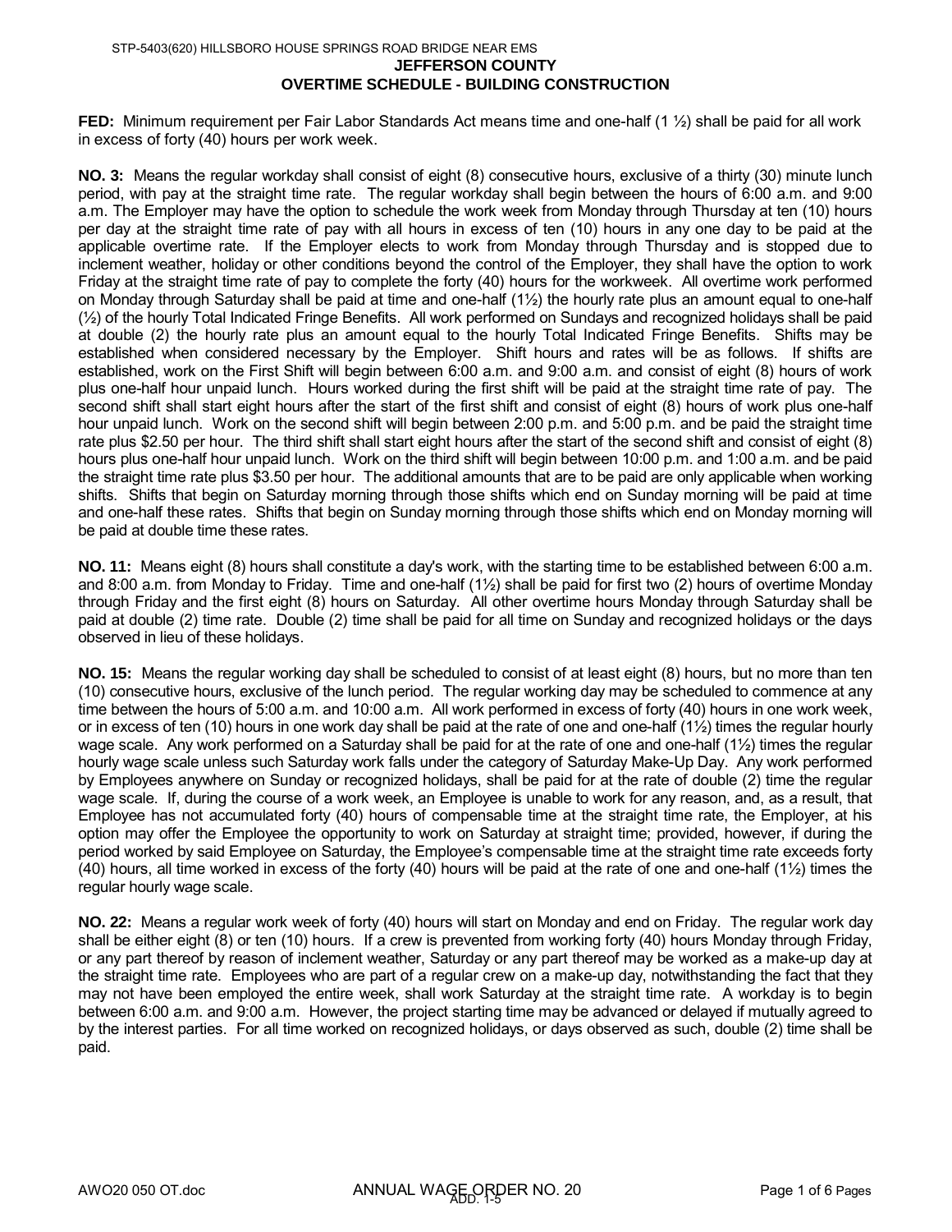STP-5403(620) HILLSBORO HOUSE SPRINGS ROAD BRIDGE NEAR EMS

# JEFFERSON COUNTY
## OVERTIME SCHEDULE - BUILDING CONSTRUCTION

**FED:** Minimum requirement per Fair Labor Standards Act means time and one-half (1 ½) shall be paid for all work in excess of forty (40) hours per work week.

**NO. 3:** Means the regular workday shall consist of eight (8) consecutive hours, exclusive of a thirty (30) minute lunch period, with pay at the straight time rate. The regular workday shall begin between the hours of 6:00 a.m. and 9:00 a.m. The Employer may have the option to schedule the work week from Monday through Thursday at ten (10) hours per day at the straight time rate of pay with all hours in excess of ten (10) hours in any one day to be paid at the applicable overtime rate. If the Employer elects to work from Monday through Thursday and is stopped due to inclement weather, holiday or other conditions beyond the control of the Employer, they shall have the option to work Friday at the straight time rate of pay to complete the forty (40) hours for the workweek. All overtime work performed on Monday through Saturday shall be paid at time and one-half (1½) the hourly rate plus an amount equal to one-half (½) of the hourly Total Indicated Fringe Benefits. All work performed on Sundays and recognized holidays shall be paid at double (2) the hourly rate plus an amount equal to the hourly Total Indicated Fringe Benefits. Shifts may be established when considered necessary by the Employer. Shift hours and rates will be as follows. If shifts are established, work on the First Shift will begin between 6:00 a.m. and 9:00 a.m. and consist of eight (8) hours of work plus one-half hour unpaid lunch. Hours worked during the first shift will be paid at the straight time rate of pay. The second shift shall start eight hours after the start of the first shift and consist of eight (8) hours of work plus one-half hour unpaid lunch. Work on the second shift will begin between 2:00 p.m. and 5:00 p.m. and be paid the straight time rate plus $2.50 per hour. The third shift shall start eight hours after the start of the second shift and consist of eight (8) hours plus one-half hour unpaid lunch. Work on the third shift will begin between 10:00 p.m. and 1:00 a.m. and be paid the straight time rate plus $3.50 per hour. The additional amounts that are to be paid are only applicable when working shifts. Shifts that begin on Saturday morning through those shifts which end on Sunday morning will be paid at time and one-half these rates. Shifts that begin on Sunday morning through those shifts which end on Monday morning will be paid at double time these rates.

**NO. 11:** Means eight (8) hours shall constitute a day's work, with the starting time to be established between 6:00 a.m. and 8:00 a.m. from Monday to Friday. Time and one-half (1½) shall be paid for first two (2) hours of overtime Monday through Friday and the first eight (8) hours on Saturday. All other overtime hours Monday through Saturday shall be paid at double (2) time rate. Double (2) time shall be paid for all time on Sunday and recognized holidays or the days observed in lieu of these holidays.

**NO. 15:** Means the regular working day shall be scheduled to consist of at least eight (8) hours, but no more than ten (10) consecutive hours, exclusive of the lunch period. The regular working day may be scheduled to commence at any time between the hours of 5:00 a.m. and 10:00 a.m. All work performed in excess of forty (40) hours in one work week, or in excess of ten (10) hours in one work day shall be paid at the rate of one and one-half (1½) times the regular hourly wage scale. Any work performed on a Saturday shall be paid for at the rate of one and one-half (1½) times the regular hourly wage scale unless such Saturday work falls under the category of Saturday Make-Up Day. Any work performed by Employees anywhere on Sunday or recognized holidays, shall be paid for at the rate of double (2) time the regular wage scale. If, during the course of a work week, an Employee is unable to work for any reason, and, as a result, that Employee has not accumulated forty (40) hours of compensable time at the straight time rate, the Employer, at his option may offer the Employee the opportunity to work on Saturday at straight time; provided, however, if during the period worked by said Employee on Saturday, the Employee's compensable time at the straight time rate exceeds forty (40) hours, all time worked in excess of the forty (40) hours will be paid at the rate of one and one-half (1½) times the regular hourly wage scale.

**NO. 22:** Means a regular work week of forty (40) hours will start on Monday and end on Friday. The regular work day shall be either eight (8) or ten (10) hours. If a crew is prevented from working forty (40) hours Monday through Friday, or any part thereof by reason of inclement weather, Saturday or any part thereof may be worked as a make-up day at the straight time rate. Employees who are part of a regular crew on a make-up day, notwithstanding the fact that they may not have been employed the entire week, shall work Saturday at the straight time rate. A workday is to begin between 6:00 a.m. and 9:00 a.m. However, the project starting time may be advanced or delayed if mutually agreed to by the interest parties. For all time worked on recognized holidays, or days observed as such, double (2) time shall be paid.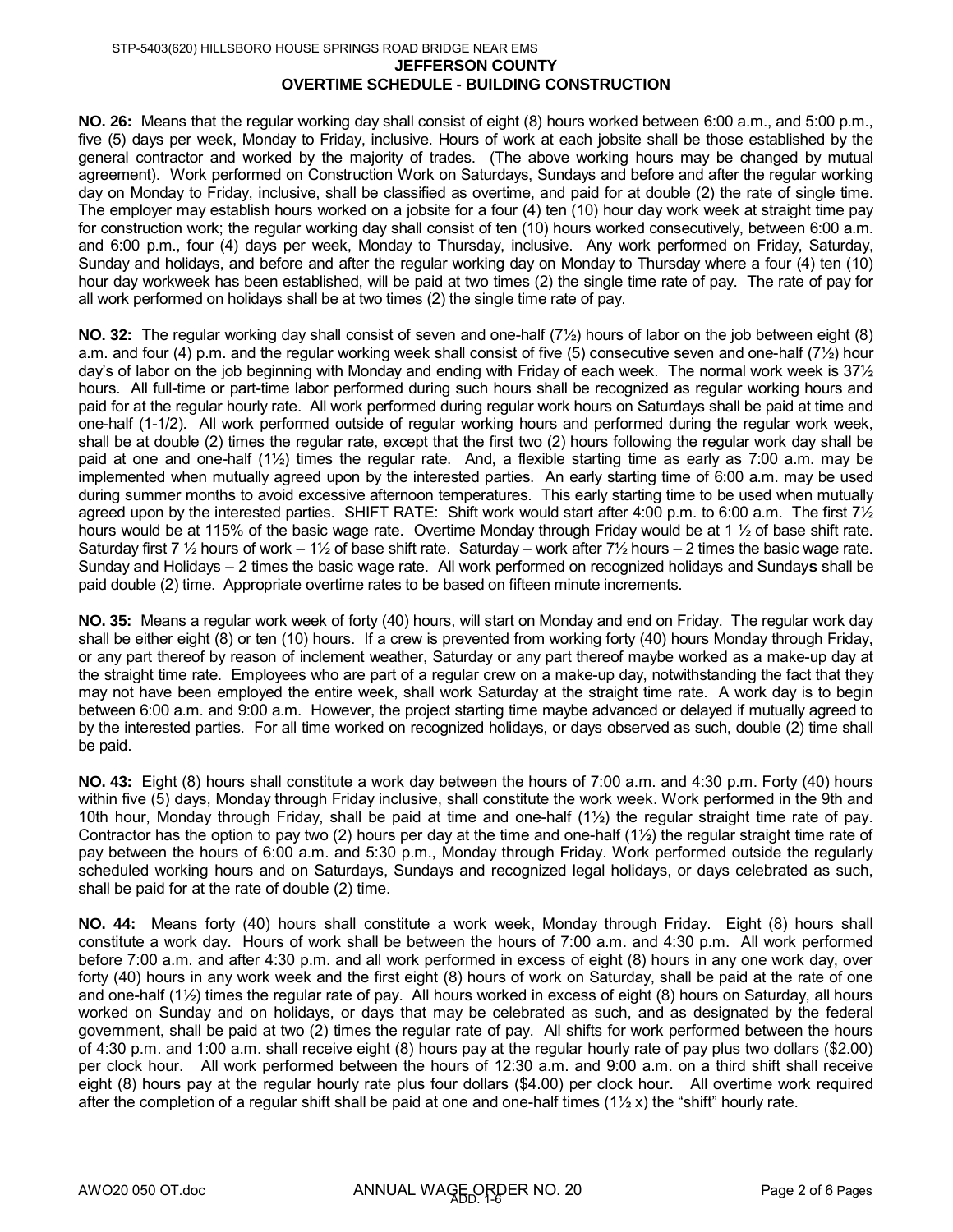## JEFFERSON COUNTY
## OVERTIME SCHEDULE - BUILDING CONSTRUCTION

**NO. 26:** Means that the regular working day shall consist of eight (8) hours worked between 6:00 a.m., and 5:00 p.m., five (5) days per week, Monday to Friday, inclusive. Hours of work at each jobsite shall be those established by the general contractor and worked by the majority of trades. (The above working hours may be changed by mutual agreement). Work performed on Construction Work on Saturdays, Sundays and before and after the regular working day on Monday to Friday, inclusive, shall be classified as overtime, and paid for at double (2) the rate of single time. The employer may establish hours worked on a jobsite for a four (4) ten (10) hour day work week at straight time pay for construction work; the regular working day shall consist of ten (10) hours worked consecutively, between 6:00 a.m. and 6:00 p.m., four (4) days per week, Monday to Thursday, inclusive. Any work performed on Friday, Saturday, Sunday and holidays, and before and after the regular working day on Monday to Thursday where a four (4) ten (10) hour day workweek has been established, will be paid at two times (2) the single time rate of pay. The rate of pay for all work performed on holidays shall be at two times (2) the single time rate of pay.

**NO. 32:** The regular working day shall consist of seven and one-half (7½) hours of labor on the job between eight (8) a.m. and four (4) p.m. and the regular working week shall consist of five (5) consecutive seven and one-half (7½) hour day's of labor on the job beginning with Monday and ending with Friday of each week. The normal work week is 37½ hours. All full-time or part-time labor performed during such hours shall be recognized as regular working hours and paid for at the regular hourly rate. All work performed during regular work hours on Saturdays shall be paid at time and one-half (1-1/2). All work performed outside of regular working hours and performed during the regular work week, shall be at double (2) times the regular rate, except that the first two (2) hours following the regular work day shall be paid at one and one-half (1½) times the regular rate. And, a flexible starting time as early as 7:00 a.m. may be implemented when mutually agreed upon by the interested parties. An early starting time of 6:00 a.m. may be used during summer months to avoid excessive afternoon temperatures. This early starting time to be used when mutually agreed upon by the interested parties. SHIFT RATE: Shift work would start after 4:00 p.m. to 6:00 a.m. The first 7½ hours would be at 115% of the basic wage rate. Overtime Monday through Friday would be at 1 ½ of base shift rate. Saturday first 7 ½ hours of work – 1½ of base shift rate. Saturday – work after 7½ hours – 2 times the basic wage rate. Sunday and Holidays – 2 times the basic wage rate. All work performed on recognized holidays and Sundays shall be paid double (2) time. Appropriate overtime rates to be based on fifteen minute increments.

**NO. 35:** Means a regular work week of forty (40) hours, will start on Monday and end on Friday. The regular work day shall be either eight (8) or ten (10) hours. If a crew is prevented from working forty (40) hours Monday through Friday, or any part thereof by reason of inclement weather, Saturday or any part thereof maybe worked as a make-up day at the straight time rate. Employees who are part of a regular crew on a make-up day, notwithstanding the fact that they may not have been employed the entire week, shall work Saturday at the straight time rate. A work day is to begin between 6:00 a.m. and 9:00 a.m. However, the project starting time maybe advanced or delayed if mutually agreed to by the interested parties. For all time worked on recognized holidays, or days observed as such, double (2) time shall be paid.

**NO. 43:** Eight (8) hours shall constitute a work day between the hours of 7:00 a.m. and 4:30 p.m. Forty (40) hours within five (5) days, Monday through Friday inclusive, shall constitute the work week. Work performed in the 9th and 10th hour, Monday through Friday, shall be paid at time and one-half (1½) the regular straight time rate of pay. Contractor has the option to pay two (2) hours per day at the time and one-half (1½) the regular straight time rate of pay between the hours of 6:00 a.m. and 5:30 p.m., Monday through Friday. Work performed outside the regularly scheduled working hours and on Saturdays, Sundays and recognized legal holidays, or days celebrated as such, shall be paid for at the rate of double (2) time.

**NO. 44:** Means forty (40) hours shall constitute a work week, Monday through Friday. Eight (8) hours shall constitute a work day. Hours of work shall be between the hours of 7:00 a.m. and 4:30 p.m. All work performed before 7:00 a.m. and after 4:30 p.m. and all work performed in excess of eight (8) hours in any one work day, over forty (40) hours in any work week and the first eight (8) hours of work on Saturday, shall be paid at the rate of one and one-half (1½) times the regular rate of pay. All hours worked in excess of eight (8) hours on Saturday, all hours worked on Sunday and on holidays, or days that may be celebrated as such, and as designated by the federal government, shall be paid at two (2) times the regular rate of pay. All shifts for work performed between the hours of 4:30 p.m. and 1:00 a.m. shall receive eight (8) hours pay at the regular hourly rate of pay plus two dollars ($2.00) per clock hour. All work performed between the hours of 12:30 a.m. and 9:00 a.m. on a third shift shall receive eight (8) hours pay at the regular hourly rate plus four dollars ($4.00) per clock hour. All overtime work required after the completion of a regular shift shall be paid at one and one-half times (1½ x) the "shift" hourly rate.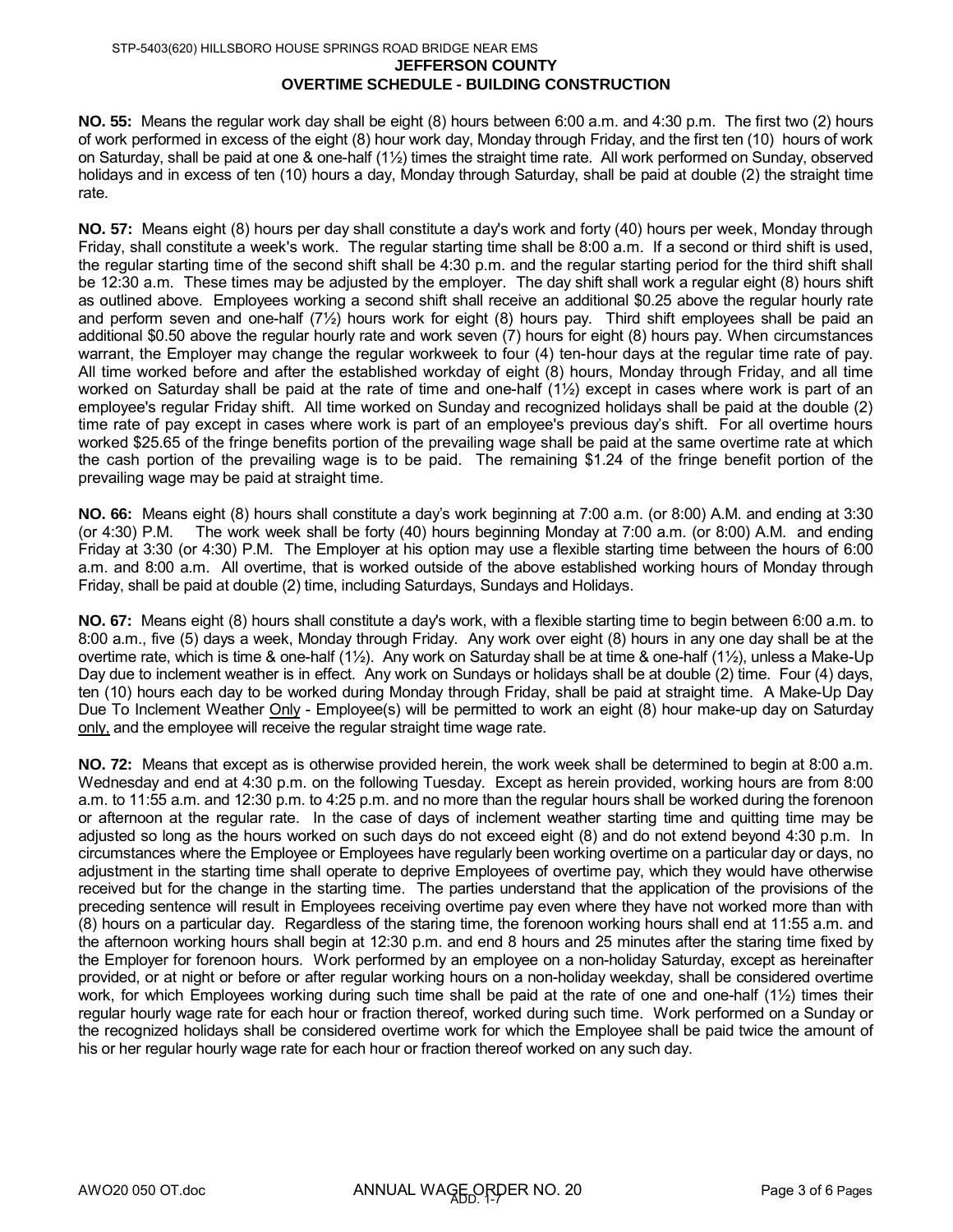STP-5403(620) HILLSBORO HOUSE SPRINGS ROAD BRIDGE NEAR EMS

**JEFFERSON COUNTY**

**OVERTIME SCHEDULE - BUILDING CONSTRUCTION**

**NO. 55:** Means the regular work day shall be eight (8) hours between 6:00 a.m. and 4:30 p.m. The first two (2) hours of work performed in excess of the eight (8) hour work day, Monday through Friday, and the first ten (10) hours of work on Saturday, shall be paid at one & one-half (1½) times the straight time rate. All work performed on Sunday, observed holidays and in excess of ten (10) hours a day, Monday through Saturday, shall be paid at double (2) the straight time rate.

**NO. 57:** Means eight (8) hours per day shall constitute a day's work and forty (40) hours per week, Monday through Friday, shall constitute a week's work. The regular starting time shall be 8:00 a.m. If a second or third shift is used, the regular starting time of the second shift shall be 4:30 p.m. and the regular starting period for the third shift shall be 12:30 a.m. These times may be adjusted by the employer. The day shift shall work a regular eight (8) hours shift as outlined above. Employees working a second shift shall receive an additional $0.25 above the regular hourly rate and perform seven and one-half (7½) hours work for eight (8) hours pay. Third shift employees shall be paid an additional $0.50 above the regular hourly rate and work seven (7) hours for eight (8) hours pay. When circumstances warrant, the Employer may change the regular workweek to four (4) ten-hour days at the regular time rate of pay. All time worked before and after the established workday of eight (8) hours, Monday through Friday, and all time worked on Saturday shall be paid at the rate of time and one-half (1½) except in cases where work is part of an employee's regular Friday shift. All time worked on Sunday and recognized holidays shall be paid at the double (2) time rate of pay except in cases where work is part of an employee's previous day's shift. For all overtime hours worked $25.65 of the fringe benefits portion of the prevailing wage shall be paid at the same overtime rate at which the cash portion of the prevailing wage is to be paid. The remaining $1.24 of the fringe benefit portion of the prevailing wage may be paid at straight time.

**NO. 66:** Means eight (8) hours shall constitute a day's work beginning at 7:00 a.m. (or 8:00) A.M. and ending at 3:30 (or 4:30) P.M. The work week shall be forty (40) hours beginning Monday at 7:00 a.m. (or 8:00) A.M. and ending Friday at 3:30 (or 4:30) P.M. The Employer at his option may use a flexible starting time between the hours of 6:00 a.m. and 8:00 a.m. All overtime, that is worked outside of the above established working hours of Monday through Friday, shall be paid at double (2) time, including Saturdays, Sundays and Holidays.

**NO. 67:** Means eight (8) hours shall constitute a day's work, with a flexible starting time to begin between 6:00 a.m. to 8:00 a.m., five (5) days a week, Monday through Friday. Any work over eight (8) hours in any one day shall be at the overtime rate, which is time & one-half (1½). Any work on Saturday shall be at time & one-half (1½), unless a Make-Up Day due to inclement weather is in effect. Any work on Sundays or holidays shall be at double (2) time. Four (4) days, ten (10) hours each day to be worked during Monday through Friday, shall be paid at straight time. A Make-Up Day Due To Inclement Weather Only - Employee(s) will be permitted to work an eight (8) hour make-up day on Saturday only, and the employee will receive the regular straight time wage rate.

**NO. 72:** Means that except as is otherwise provided herein, the work week shall be determined to begin at 8:00 a.m. Wednesday and end at 4:30 p.m. on the following Tuesday. Except as herein provided, working hours are from 8:00 a.m. to 11:55 a.m. and 12:30 p.m. to 4:25 p.m. and no more than the regular hours shall be worked during the forenoon or afternoon at the regular rate. In the case of days of inclement weather starting time and quitting time may be adjusted so long as the hours worked on such days do not exceed eight (8) and do not extend beyond 4:30 p.m. In circumstances where the Employee or Employees have regularly been working overtime on a particular day or days, no adjustment in the starting time shall operate to deprive Employees of overtime pay, which they would have otherwise received but for the change in the starting time. The parties understand that the application of the provisions of the preceding sentence will result in Employees receiving overtime pay even where they have not worked more than with (8) hours on a particular day. Regardless of the staring time, the forenoon working hours shall end at 11:55 a.m. and the afternoon working hours shall begin at 12:30 p.m. and end 8 hours and 25 minutes after the staring time fixed by the Employer for forenoon hours. Work performed by an employee on a non-holiday Saturday, except as hereinafter provided, or at night or before or after regular working hours on a non-holiday weekday, shall be considered overtime work, for which Employees working during such time shall be paid at the rate of one and one-half (1½) times their regular hourly wage rate for each hour or fraction thereof, worked during such time. Work performed on a Sunday or the recognized holidays shall be considered overtime work for which the Employee shall be paid twice the amount of his or her regular hourly wage rate for each hour or fraction thereof worked on any such day.

AWO20 050 OT.doc ANNUAL WAGE ORDER NO. 20

ADD. 1-7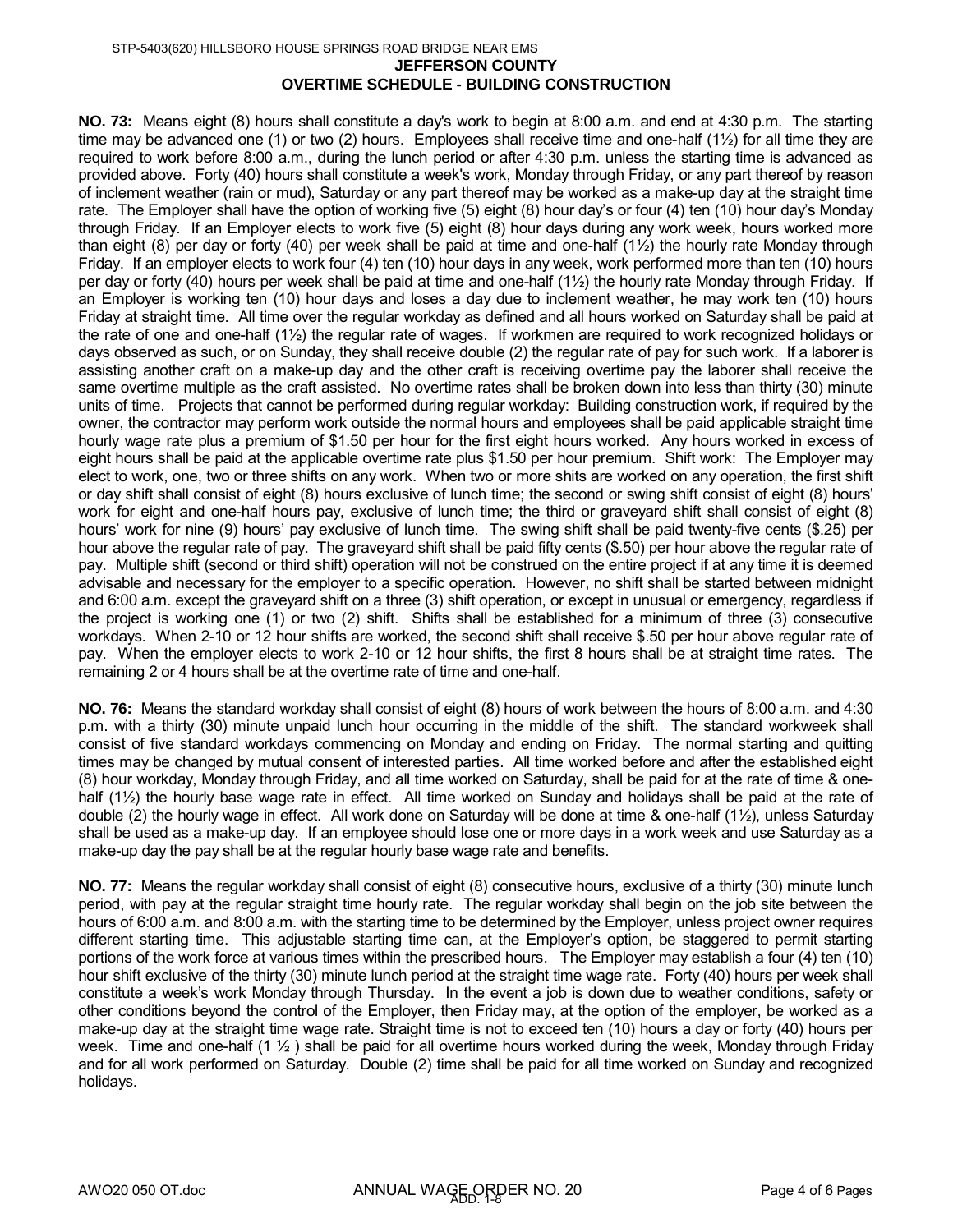STP-5403(620) HILLSBORO HOUSE SPRINGS ROAD BRIDGE NEAR EMS

**JEFFERSON COUNTY**
**OVERTIME SCHEDULE - BUILDING CONSTRUCTION**

**NO. 73:** Means eight (8) hours shall constitute a day's work to begin at 8:00 a.m. and end at 4:30 p.m. The starting time may be advanced one (1) or two (2) hours. Employees shall receive time and one-half (1½) for all time they are required to work before 8:00 a.m., during the lunch period or after 4:30 p.m. unless the starting time is advanced as provided above. Forty (40) hours shall constitute a week's work, Monday through Friday, or any part thereof by reason of inclement weather (rain or mud), Saturday or any part thereof may be worked as a make-up day at the straight time rate. The Employer shall have the option of working five (5) eight (8) hour day's or four (4) ten (10) hour day's Monday through Friday. If an Employer elects to work five (5) eight (8) hour days during any work week, hours worked more than eight (8) per day or forty (40) per week shall be paid at time and one-half (1½) the hourly rate Monday through Friday. If an employer elects to work four (4) ten (10) hour days in any week, work performed more than ten (10) hours per day or forty (40) hours per week shall be paid at time and one-half (1½) the hourly rate Monday through Friday. If an Employer is working ten (10) hour days and loses a day due to inclement weather, he may work ten (10) hours Friday at straight time. All time over the regular workday as defined and all hours worked on Saturday shall be paid at the rate of one and one-half (1½) the regular rate of wages. If workmen are required to work recognized holidays or days observed as such, or on Sunday, they shall receive double (2) the regular rate of pay for such work. If a laborer is assisting another craft on a make-up day and the other craft is receiving overtime pay the laborer shall receive the same overtime multiple as the craft assisted. No overtime rates shall be broken down into less than thirty (30) minute units of time. Projects that cannot be performed during regular workday: Building construction work, if required by the owner, the contractor may perform work outside the normal hours and employees shall be paid applicable straight time hourly wage rate plus a premium of $1.50 per hour for the first eight hours worked. Any hours worked in excess of eight hours shall be paid at the applicable overtime rate plus $1.50 per hour premium. Shift work: The Employer may elect to work, one, two or three shifts on any work. When two or more shits are worked on any operation, the first shift or day shift shall consist of eight (8) hours exclusive of lunch time; the second or swing shift consist of eight (8) hours' work for eight and one-half hours pay, exclusive of lunch time; the third or graveyard shift shall consist of eight (8) hours' work for nine (9) hours' pay exclusive of lunch time. The swing shift shall be paid twenty-five cents ($.25) per hour above the regular rate of pay. The graveyard shift shall be paid fifty cents ($.50) per hour above the regular rate of pay. Multiple shift (second or third shift) operation will not be construed on the entire project if at any time it is deemed advisable and necessary for the employer to a specific operation. However, no shift shall be started between midnight and 6:00 a.m. except the graveyard shift on a three (3) shift operation, or except in unusual or emergency, regardless if the project is working one (1) or two (2) shift. Shifts shall be established for a minimum of three (3) consecutive workdays. When 2-10 or 12 hour shifts are worked, the second shift shall receive $.50 per hour above regular rate of pay. When the employer elects to work 2-10 or 12 hour shifts, the first 8 hours shall be at straight time rates. The remaining 2 or 4 hours shall be at the overtime rate of time and one-half.

**NO. 76:** Means the standard workday shall consist of eight (8) hours of work between the hours of 8:00 a.m. and 4:30 p.m. with a thirty (30) minute unpaid lunch hour occurring in the middle of the shift. The standard workweek shall consist of five standard workdays commencing on Monday and ending on Friday. The normal starting and quitting times may be changed by mutual consent of interested parties. All time worked before and after the established eight (8) hour workday, Monday through Friday, and all time worked on Saturday, shall be paid for at the rate of time & one-half (1½) the hourly base wage rate in effect. All time worked on Sunday and holidays shall be paid at the rate of double (2) the hourly wage in effect. All work done on Saturday will be done at time & one-half (1½), unless Saturday shall be used as a make-up day. If an employee should lose one or more days in a work week and use Saturday as a make-up day the pay shall be at the regular hourly base wage rate and benefits.

**NO. 77:** Means the regular workday shall consist of eight (8) consecutive hours, exclusive of a thirty (30) minute lunch period, with pay at the regular straight time hourly rate. The regular workday shall begin on the job site between the hours of 6:00 a.m. and 8:00 a.m. with the starting time to be determined by the Employer, unless project owner requires different starting time. This adjustable starting time can, at the Employer's option, be staggered to permit starting portions of the work force at various times within the prescribed hours. The Employer may establish a four (4) ten (10) hour shift exclusive of the thirty (30) minute lunch period at the straight time wage rate. Forty (40) hours per week shall constitute a week's work Monday through Thursday. In the event a job is down due to weather conditions, safety or other conditions beyond the control of the Employer, then Friday may, at the option of the employer, be worked as a make-up day at the straight time wage rate. Straight time is not to exceed ten (10) hours a day or forty (40) hours per week. Time and one-half (1 ½ ) shall be paid for all overtime hours worked during the week, Monday through Friday and for all work performed on Saturday. Double (2) time shall be paid for all time worked on Sunday and recognized holidays.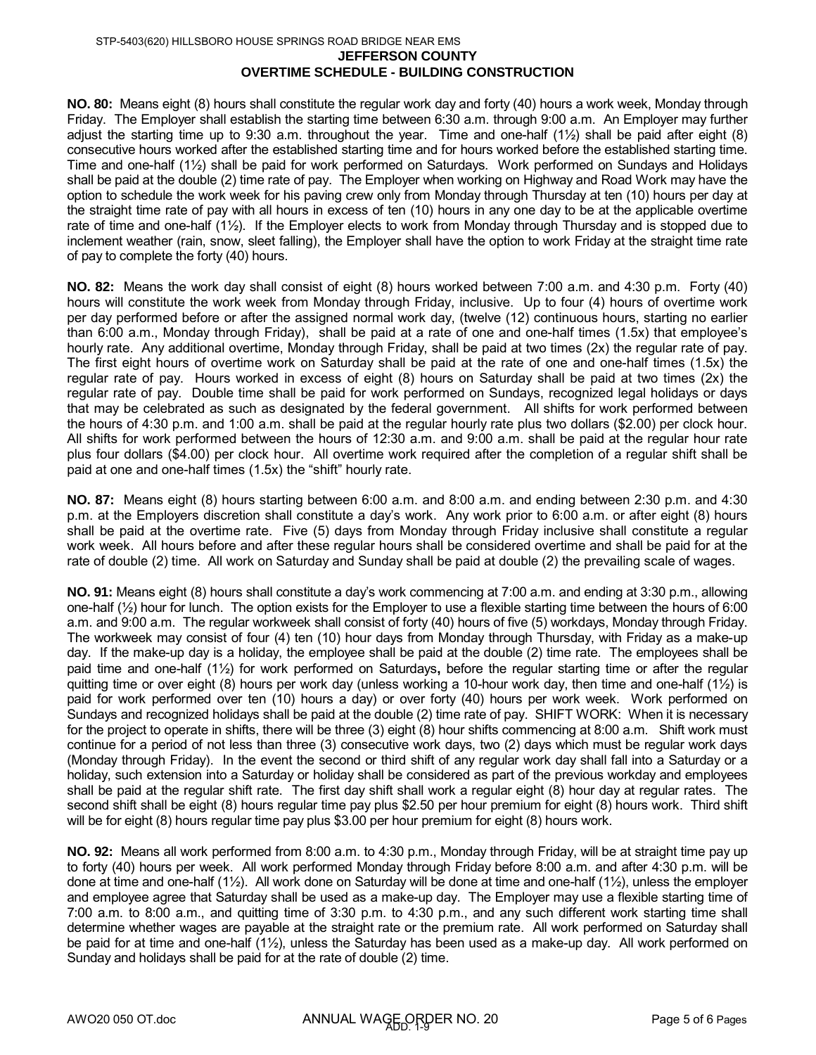STP-5403(620) HILLSBORO HOUSE SPRINGS ROAD BRIDGE NEAR EMS

**JEFFERSON COUNTY**
**OVERTIME SCHEDULE - BUILDING CONSTRUCTION**

**NO. 80:** Means eight (8) hours shall constitute the regular work day and forty (40) hours a work week, Monday through Friday. The Employer shall establish the starting time between 6:30 a.m. through 9:00 a.m. An Employer may further adjust the starting time up to 9:30 a.m. throughout the year. Time and one-half (1½) shall be paid after eight (8) consecutive hours worked after the established starting time and for hours worked before the established starting time. Time and one-half (1½) shall be paid for work performed on Saturdays. Work performed on Sundays and Holidays shall be paid at the double (2) time rate of pay. The Employer when working on Highway and Road Work may have the option to schedule the work week for his paving crew only from Monday through Thursday at ten (10) hours per day at the straight time rate of pay with all hours in excess of ten (10) hours in any one day to be at the applicable overtime rate of time and one-half (1½). If the Employer elects to work from Monday through Thursday and is stopped due to inclement weather (rain, snow, sleet falling), the Employer shall have the option to work Friday at the straight time rate of pay to complete the forty (40) hours.

**NO. 82:** Means the work day shall consist of eight (8) hours worked between 7:00 a.m. and 4:30 p.m. Forty (40) hours will constitute the work week from Monday through Friday, inclusive. Up to four (4) hours of overtime work per day performed before or after the assigned normal work day, (twelve (12) continuous hours, starting no earlier than 6:00 a.m., Monday through Friday), shall be paid at a rate of one and one-half times (1.5x) that employee's hourly rate. Any additional overtime, Monday through Friday, shall be paid at two times (2x) the regular rate of pay. The first eight hours of overtime work on Saturday shall be paid at the rate of one and one-half times (1.5x) the regular rate of pay. Hours worked in excess of eight (8) hours on Saturday shall be paid at two times (2x) the regular rate of pay. Double time shall be paid for work performed on Sundays, recognized legal holidays or days that may be celebrated as such as designated by the federal government. All shifts for work performed between the hours of 4:30 p.m. and 1:00 a.m. shall be paid at the regular hourly rate plus two dollars ($2.00) per clock hour. All shifts for work performed between the hours of 12:30 a.m. and 9:00 a.m. shall be paid at the regular hour rate plus four dollars ($4.00) per clock hour. All overtime work required after the completion of a regular shift shall be paid at one and one-half times (1.5x) the "shift" hourly rate.

**NO. 87:** Means eight (8) hours starting between 6:00 a.m. and 8:00 a.m. and ending between 2:30 p.m. and 4:30 p.m. at the Employers discretion shall constitute a day's work. Any work prior to 6:00 a.m. or after eight (8) hours shall be paid at the overtime rate. Five (5) days from Monday through Friday inclusive shall constitute a regular work week. All hours before and after these regular hours shall be considered overtime and shall be paid for at the rate of double (2) time. All work on Saturday and Sunday shall be paid at double (2) the prevailing scale of wages.

**NO. 91:** Means eight (8) hours shall constitute a day's work commencing at 7:00 a.m. and ending at 3:30 p.m., allowing one-half (½) hour for lunch. The option exists for the Employer to use a flexible starting time between the hours of 6:00 a.m. and 9:00 a.m. The regular workweek shall consist of forty (40) hours of five (5) workdays, Monday through Friday. The workweek may consist of four (4) ten (10) hour days from Monday through Thursday, with Friday as a make-up day. If the make-up day is a holiday, the employee shall be paid at the double (2) time rate. The employees shall be paid time and one-half (1½) for work performed on Saturdays**,** before the regular starting time or after the regular quitting time or over eight (8) hours per work day (unless working a 10-hour work day, then time and one-half (1½) is paid for work performed over ten (10) hours a day) or over forty (40) hours per work week. Work performed on Sundays and recognized holidays shall be paid at the double (2) time rate of pay. SHIFT WORK: When it is necessary for the project to operate in shifts, there will be three (3) eight (8) hour shifts commencing at 8:00 a.m. Shift work must continue for a period of not less than three (3) consecutive work days, two (2) days which must be regular work days (Monday through Friday). In the event the second or third shift of any regular work day shall fall into a Saturday or a holiday, such extension into a Saturday or holiday shall be considered as part of the previous workday and employees shall be paid at the regular shift rate. The first day shift shall work a regular eight (8) hour day at regular rates. The second shift shall be eight (8) hours regular time pay plus $2.50 per hour premium for eight (8) hours work. Third shift will be for eight (8) hours regular time pay plus $3.00 per hour premium for eight (8) hours work.

**NO. 92:** Means all work performed from 8:00 a.m. to 4:30 p.m., Monday through Friday, will be at straight time pay up to forty (40) hours per week. All work performed Monday through Friday before 8:00 a.m. and after 4:30 p.m. will be done at time and one-half (1½). All work done on Saturday will be done at time and one-half (1½), unless the employer and employee agree that Saturday shall be used as a make-up day. The Employer may use a flexible starting time of 7:00 a.m. to 8:00 a.m., and quitting time of 3:30 p.m. to 4:30 p.m., and any such different work starting time shall determine whether wages are payable at the straight rate or the premium rate. All work performed on Saturday shall be paid for at time and one-half (1½), unless the Saturday has been used as a make-up day. All work performed on Sunday and holidays shall be paid for at the rate of double (2) time.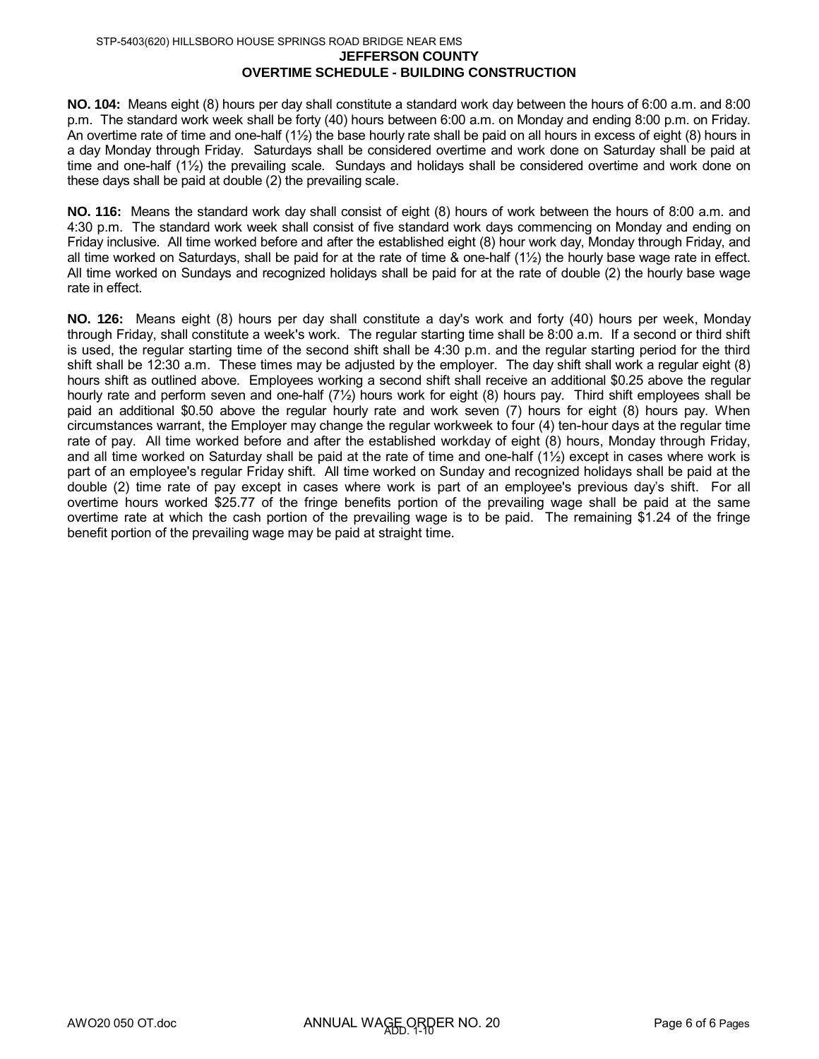## JEFFERSON COUNTY

## OVERTIME SCHEDULE - BUILDING CONSTRUCTION

**NO. 104:** Means eight (8) hours per day shall constitute a standard work day between the hours of 6:00 a.m. and 8:00 p.m. The standard work week shall be forty (40) hours between 6:00 a.m. on Monday and ending 8:00 p.m. on Friday. An overtime rate of time and one-half (1½) the base hourly rate shall be paid on all hours in excess of eight (8) hours in a day Monday through Friday. Saturdays shall be considered overtime and work done on Saturday shall be paid at time and one-half (1½) the prevailing scale. Sundays and holidays shall be considered overtime and work done on these days shall be paid at double (2) the prevailing scale.

**NO. 116:** Means the standard work day shall consist of eight (8) hours of work between the hours of 8:00 a.m. and 4:30 p.m. The standard work week shall consist of five standard work days commencing on Monday and ending on Friday inclusive. All time worked before and after the established eight (8) hour work day, Monday through Friday, and all time worked on Saturdays, shall be paid for at the rate of time & one-half (1½) the hourly base wage rate in effect. All time worked on Sundays and recognized holidays shall be paid for at the rate of double (2) the hourly base wage rate in effect.

**NO. 126:** Means eight (8) hours per day shall constitute a day's work and forty (40) hours per week, Monday through Friday, shall constitute a week's work. The regular starting time shall be 8:00 a.m. If a second or third shift is used, the regular starting time of the second shift shall be 4:30 p.m. and the regular starting period for the third shift shall be 12:30 a.m. These times may be adjusted by the employer. The day shift shall work a regular eight (8) hours shift as outlined above. Employees working a second shift shall receive an additional $0.25 above the regular hourly rate and perform seven and one-half (7½) hours work for eight (8) hours pay. Third shift employees shall be paid an additional $0.50 above the regular hourly rate and work seven (7) hours for eight (8) hours pay. When circumstances warrant, the Employer may change the regular workweek to four (4) ten-hour days at the regular time rate of pay. All time worked before and after the established workday of eight (8) hours, Monday through Friday, and all time worked on Saturday shall be paid at the rate of time and one-half (1½) except in cases where work is part of an employee's regular Friday shift. All time worked on Sunday and recognized holidays shall be paid at the double (2) time rate of pay except in cases where work is part of an employee's previous day's shift. For all overtime hours worked $25.77 of the fringe benefits portion of the prevailing wage shall be paid at the same overtime rate at which the cash portion of the prevailing wage is to be paid. The remaining $1.24 of the fringe benefit portion of the prevailing wage may be paid at straight time.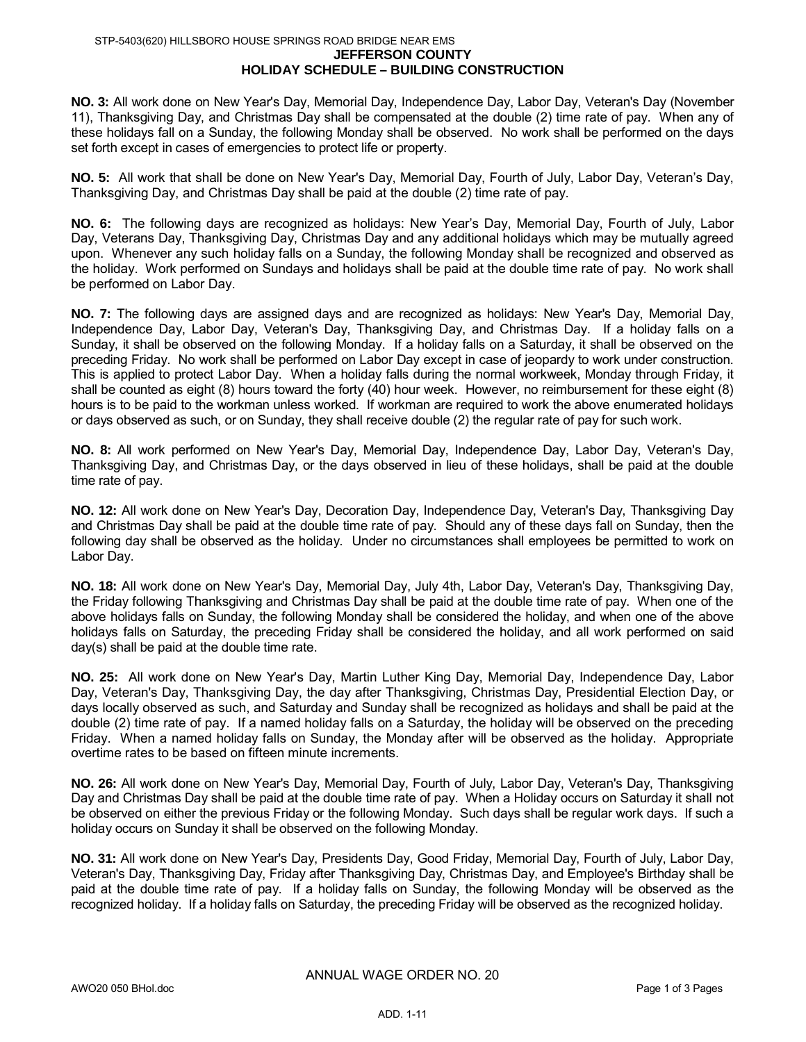STP-5403(620) HILLSBORO HOUSE SPRINGS ROAD BRIDGE NEAR EMS

**JEFFERSON COUNTY**

**HOLIDAY SCHEDULE – BUILDING CONSTRUCTION**

**NO. 3:** All work done on New Year's Day, Memorial Day, Independence Day, Labor Day, Veteran's Day (November 11), Thanksgiving Day, and Christmas Day shall be compensated at the double (2) time rate of pay. When any of these holidays fall on a Sunday, the following Monday shall be observed. No work shall be performed on the days set forth except in cases of emergencies to protect life or property.

**NO. 5:** All work that shall be done on New Year's Day, Memorial Day, Fourth of July, Labor Day, Veteran's Day, Thanksgiving Day, and Christmas Day shall be paid at the double (2) time rate of pay.

**NO. 6:** The following days are recognized as holidays: New Year's Day, Memorial Day, Fourth of July, Labor Day, Veterans Day, Thanksgiving Day, Christmas Day and any additional holidays which may be mutually agreed upon. Whenever any such holiday falls on a Sunday, the following Monday shall be recognized and observed as the holiday. Work performed on Sundays and holidays shall be paid at the double time rate of pay. No work shall be performed on Labor Day.

**NO. 7:** The following days are assigned days and are recognized as holidays: New Year's Day, Memorial Day, Independence Day, Labor Day, Veteran's Day, Thanksgiving Day, and Christmas Day. If a holiday falls on a Sunday, it shall be observed on the following Monday. If a holiday falls on a Saturday, it shall be observed on the preceding Friday. No work shall be performed on Labor Day except in case of jeopardy to work under construction. This is applied to protect Labor Day. When a holiday falls during the normal workweek, Monday through Friday, it shall be counted as eight (8) hours toward the forty (40) hour week. However, no reimbursement for these eight (8) hours is to be paid to the workman unless worked. If workman are required to work the above enumerated holidays or days observed as such, or on Sunday, they shall receive double (2) the regular rate of pay for such work.

**NO. 8:** All work performed on New Year's Day, Memorial Day, Independence Day, Labor Day, Veteran's Day, Thanksgiving Day, and Christmas Day, or the days observed in lieu of these holidays, shall be paid at the double time rate of pay.

**NO. 12:** All work done on New Year's Day, Decoration Day, Independence Day, Veteran's Day, Thanksgiving Day and Christmas Day shall be paid at the double time rate of pay. Should any of these days fall on Sunday, then the following day shall be observed as the holiday. Under no circumstances shall employees be permitted to work on Labor Day.

**NO. 18:** All work done on New Year's Day, Memorial Day, July 4th, Labor Day, Veteran's Day, Thanksgiving Day, the Friday following Thanksgiving and Christmas Day shall be paid at the double time rate of pay. When one of the above holidays falls on Sunday, the following Monday shall be considered the holiday, and when one of the above holidays falls on Saturday, the preceding Friday shall be considered the holiday, and all work performed on said day(s) shall be paid at the double time rate.

**NO. 25:** All work done on New Year's Day, Martin Luther King Day, Memorial Day, Independence Day, Labor Day, Veteran's Day, Thanksgiving Day, the day after Thanksgiving, Christmas Day, Presidential Election Day, or days locally observed as such, and Saturday and Sunday shall be recognized as holidays and shall be paid at the double (2) time rate of pay. If a named holiday falls on a Saturday, the holiday will be observed on the preceding Friday. When a named holiday falls on Sunday, the Monday after will be observed as the holiday. Appropriate overtime rates to be based on fifteen minute increments.

**NO. 26:** All work done on New Year's Day, Memorial Day, Fourth of July, Labor Day, Veteran's Day, Thanksgiving Day and Christmas Day shall be paid at the double time rate of pay. When a Holiday occurs on Saturday it shall not be observed on either the previous Friday or the following Monday. Such days shall be regular work days. If such a holiday occurs on Sunday it shall be observed on the following Monday.

**NO. 31:** All work done on New Year's Day, Presidents Day, Good Friday, Memorial Day, Fourth of July, Labor Day, Veteran's Day, Thanksgiving Day, Friday after Thanksgiving Day, Christmas Day, and Employee's Birthday shall be paid at the double time rate of pay. If a holiday falls on Sunday, the following Monday will be observed as the recognized holiday. If a holiday falls on Saturday, the preceding Friday will be observed as the recognized holiday.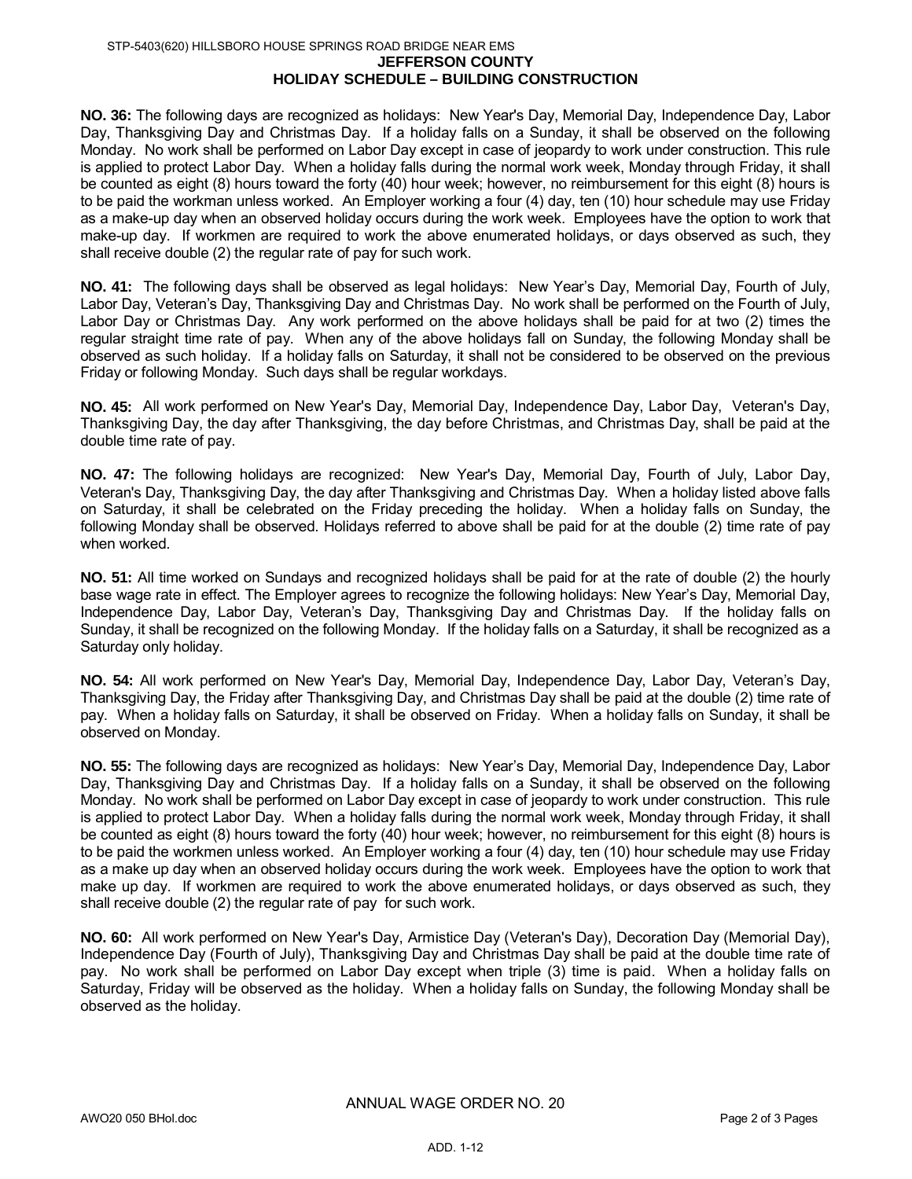STP-5403(620) HILLSBORO HOUSE SPRINGS ROAD BRIDGE NEAR EMS

## JEFFERSON COUNTY
## HOLIDAY SCHEDULE – BUILDING CONSTRUCTION

**NO. 36:** The following days are recognized as holidays: New Year's Day, Memorial Day, Independence Day, Labor Day, Thanksgiving Day and Christmas Day. If a holiday falls on a Sunday, it shall be observed on the following Monday. No work shall be performed on Labor Day except in case of jeopardy to work under construction. This rule is applied to protect Labor Day. When a holiday falls during the normal work week, Monday through Friday, it shall be counted as eight (8) hours toward the forty (40) hour week; however, no reimbursement for this eight (8) hours is to be paid the workman unless worked. An Employer working a four (4) day, ten (10) hour schedule may use Friday as a make-up day when an observed holiday occurs during the work week. Employees have the option to work that make-up day. If workmen are required to work the above enumerated holidays, or days observed as such, they shall receive double (2) the regular rate of pay for such work.

**NO. 41:** The following days shall be observed as legal holidays: New Year's Day, Memorial Day, Fourth of July, Labor Day, Veteran's Day, Thanksgiving Day and Christmas Day. No work shall be performed on the Fourth of July, Labor Day or Christmas Day. Any work performed on the above holidays shall be paid for at two (2) times the regular straight time rate of pay. When any of the above holidays fall on Sunday, the following Monday shall be observed as such holiday. If a holiday falls on Saturday, it shall not be considered to be observed on the previous Friday or following Monday. Such days shall be regular workdays.

**NO. 45:** All work performed on New Year's Day, Memorial Day, Independence Day, Labor Day, Veteran's Day, Thanksgiving Day, the day after Thanksgiving, the day before Christmas, and Christmas Day, shall be paid at the double time rate of pay.

**NO. 47:** The following holidays are recognized: New Year's Day, Memorial Day, Fourth of July, Labor Day, Veteran's Day, Thanksgiving Day, the day after Thanksgiving and Christmas Day. When a holiday listed above falls on Saturday, it shall be celebrated on the Friday preceding the holiday. When a holiday falls on Sunday, the following Monday shall be observed. Holidays referred to above shall be paid for at the double (2) time rate of pay when worked.

**NO. 51:** All time worked on Sundays and recognized holidays shall be paid for at the rate of double (2) the hourly base wage rate in effect. The Employer agrees to recognize the following holidays: New Year's Day, Memorial Day, Independence Day, Labor Day, Veteran's Day, Thanksgiving Day and Christmas Day. If the holiday falls on Sunday, it shall be recognized on the following Monday. If the holiday falls on a Saturday, it shall be recognized as a Saturday only holiday.

**NO. 54:** All work performed on New Year's Day, Memorial Day, Independence Day, Labor Day, Veteran's Day, Thanksgiving Day, the Friday after Thanksgiving Day, and Christmas Day shall be paid at the double (2) time rate of pay. When a holiday falls on Saturday, it shall be observed on Friday. When a holiday falls on Sunday, it shall be observed on Monday.

**NO. 55:** The following days are recognized as holidays: New Year's Day, Memorial Day, Independence Day, Labor Day, Thanksgiving Day and Christmas Day. If a holiday falls on a Sunday, it shall be observed on the following Monday. No work shall be performed on Labor Day except in case of jeopardy to work under construction. This rule is applied to protect Labor Day. When a holiday falls during the normal work week, Monday through Friday, it shall be counted as eight (8) hours toward the forty (40) hour week; however, no reimbursement for this eight (8) hours is to be paid the workmen unless worked. An Employer working a four (4) day, ten (10) hour schedule may use Friday as a make up day when an observed holiday occurs during the work week. Employees have the option to work that make up day. If workmen are required to work the above enumerated holidays, or days observed as such, they shall receive double (2) the regular rate of pay for such work.

**NO. 60:** All work performed on New Year's Day, Armistice Day (Veteran's Day), Decoration Day (Memorial Day), Independence Day (Fourth of July), Thanksgiving Day and Christmas Day shall be paid at the double time rate of pay. No work shall be performed on Labor Day except when triple (3) time is paid. When a holiday falls on Saturday, Friday will be observed as the holiday. When a holiday falls on Sunday, the following Monday shall be observed as the holiday.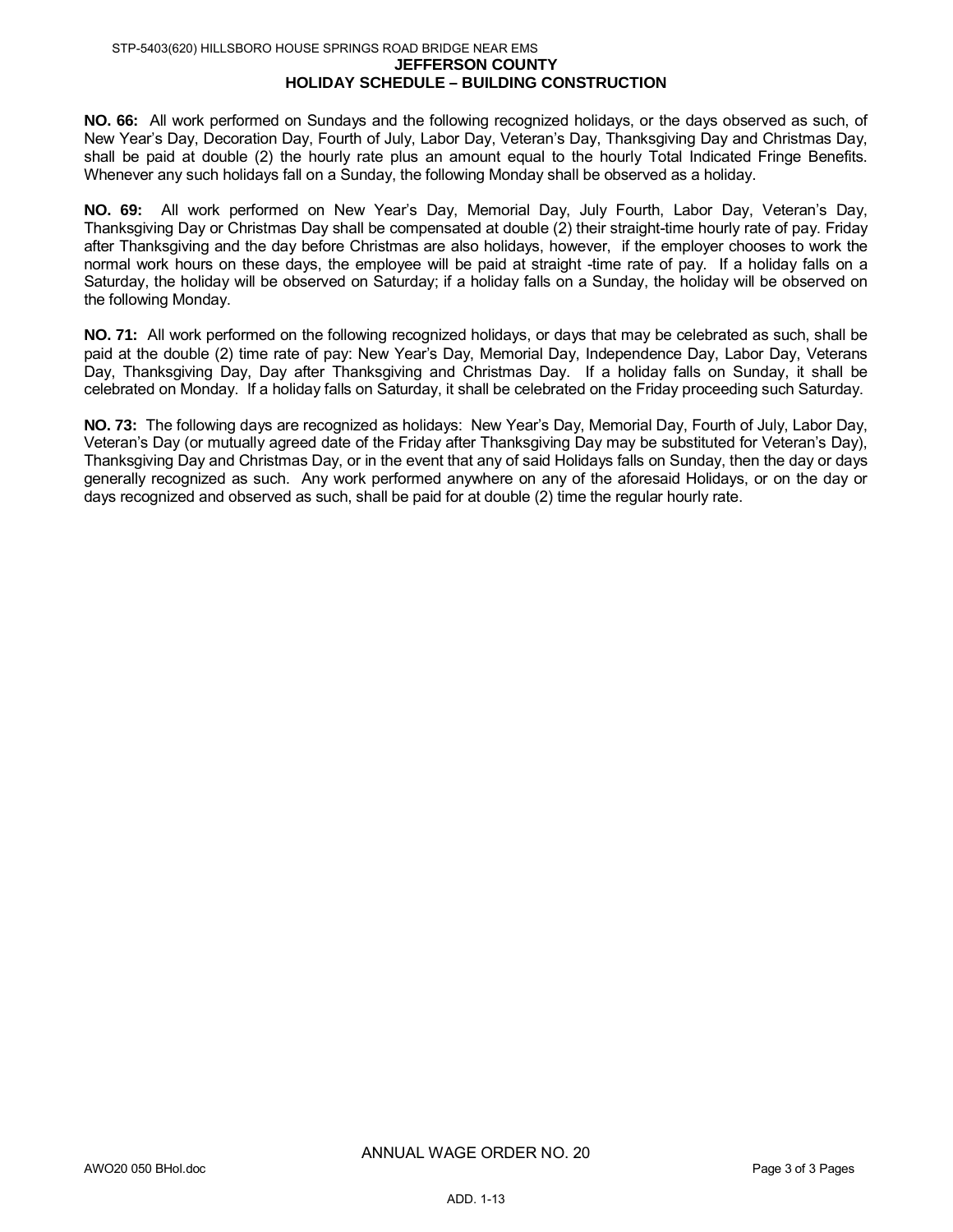# JEFFERSON COUNTY
## HOLIDAY SCHEDULE – BUILDING CONSTRUCTION

**NO. 66:** All work performed on Sundays and the following recognized holidays, or the days observed as such, of New Year's Day, Decoration Day, Fourth of July, Labor Day, Veteran's Day, Thanksgiving Day and Christmas Day, shall be paid at double (2) the hourly rate plus an amount equal to the hourly Total Indicated Fringe Benefits. Whenever any such holidays fall on a Sunday, the following Monday shall be observed as a holiday.

**NO. 69:** All work performed on New Year's Day, Memorial Day, July Fourth, Labor Day, Veteran's Day, Thanksgiving Day or Christmas Day shall be compensated at double (2) their straight-time hourly rate of pay. Friday after Thanksgiving and the day before Christmas are also holidays, however, if the employer chooses to work the normal work hours on these days, the employee will be paid at straight -time rate of pay. If a holiday falls on a Saturday, the holiday will be observed on Saturday; if a holiday falls on a Sunday, the holiday will be observed on the following Monday.

**NO. 71:** All work performed on the following recognized holidays, or days that may be celebrated as such, shall be paid at the double (2) time rate of pay: New Year's Day, Memorial Day, Independence Day, Labor Day, Veterans Day, Thanksgiving Day, Day after Thanksgiving and Christmas Day. If a holiday falls on Sunday, it shall be celebrated on Monday. If a holiday falls on Saturday, it shall be celebrated on the Friday proceeding such Saturday.

**NO. 73:** The following days are recognized as holidays: New Year's Day, Memorial Day, Fourth of July, Labor Day, Veteran's Day (or mutually agreed date of the Friday after Thanksgiving Day may be substituted for Veteran's Day), Thanksgiving Day and Christmas Day, or in the event that any of said Holidays falls on Sunday, then the day or days generally recognized as such. Any work performed anywhere on any of the aforesaid Holidays, or on the day or days recognized and observed as such, shall be paid for at double (2) time the regular hourly rate.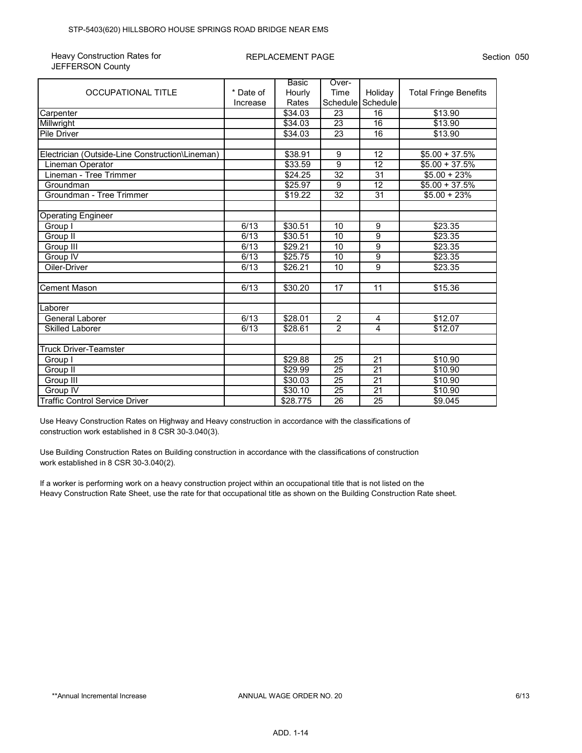STP-5403(620) HILLSBORO HOUSE SPRINGS ROAD BRIDGE NEAR EMS

Heavy Construction Rates for JEFFERSON County

REPLACEMENT PAGE

Section 050

| OCCUPATIONAL TITLE | * Date of Increase | Basic Hourly Rates | Over-Time Schedule | Holiday Schedule | Total Fringe Benefits |
|---|---|---|---|---|---|
| Carpenter | | $34.03 | 23 | 16 | $13.90 |
| Millwright | | $34.03 | 23 | 16 | $13.90 |
| Pile Driver | | $34.03 | 23 | 16 | $13.90 |
| | | | | | |
| Electrician (Outside-Line Construction\Lineman) | | $38.91 | 9 | 12 | $5.00 + 37.5% |
| Lineman Operator | | $33.59 | 9 | 12 | $5.00 + 37.5% |
| Lineman - Tree Trimmer | | $24.25 | 32 | 31 | $5.00 + 23% |
| Groundman | | $25.97 | 9 | 12 | $5.00 + 37.5% |
| Groundman - Tree Trimmer | | $19.22 | 32 | 31 | $5.00 + 23% |
| | | | | | |
| Operating Engineer | | | | | |
| Group I | 6/13 | $30.51 | 10 | 9 | $23.35 |
| Group II | 6/13 | $30.51 | 10 | 9 | $23.35 |
| Group III | 6/13 | $29.21 | 10 | 9 | $23.35 |
| Group IV | 6/13 | $25.75 | 10 | 9 | $23.35 |
| Oiler-Driver | 6/13 | $26.21 | 10 | 9 | $23.35 |
| | | | | | |
| Cement Mason | 6/13 | $30.20 | 17 | 11 | $15.36 |
| | | | | | |
| Laborer | | | | | |
| General Laborer | 6/13 | $28.01 | 2 | 4 | $12.07 |
| Skilled Laborer | 6/13 | $28.61 | 2 | 4 | $12.07 |
| | | | | | |
| Truck Driver-Teamster | | | | | |
| Group I | | $29.88 | 25 | 21 | $10.90 |
| Group II | | $29.99 | 25 | 21 | $10.90 |
| Group III | | $30.03 | 25 | 21 | $10.90 |
| Group IV | | $30.10 | 25 | 21 | $10.90 |
| Traffic Control Service Driver | | $28.775 | 26 | 25 | $9.045 |

Use Heavy Construction Rates on Highway and Heavy construction in accordance with the classifications of construction work established in 8 CSR 30-3.040(3).

Use Building Construction Rates on Building construction in accordance with the classifications of construction work established in 8 CSR 30-3.040(2).

If a worker is performing work on a heavy construction project within an occupational title that is not listed on the Heavy Construction Rate Sheet, use the rate for that occupational title as shown on the Building Construction Rate sheet.

**Annual Incremental Increase

ANNUAL WAGE ORDER NO. 20

6/13

ADD. 1-14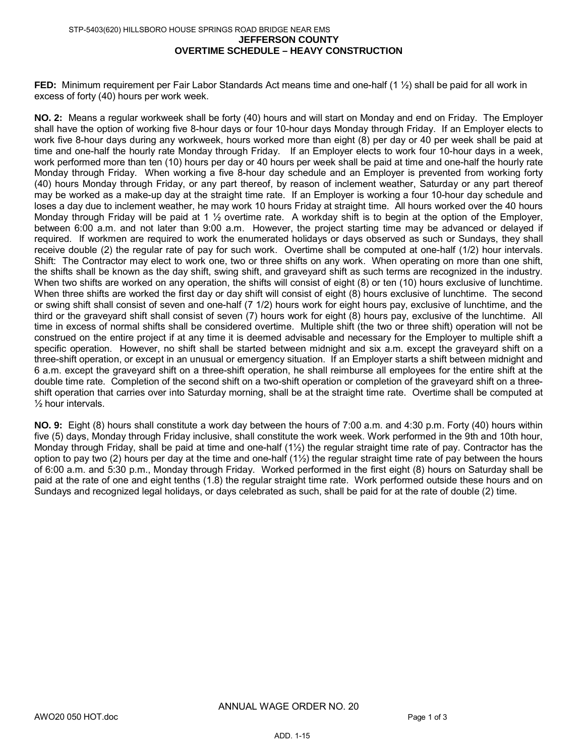STP-5403(620) HILLSBORO HOUSE SPRINGS ROAD BRIDGE NEAR EMS

# JEFFERSON COUNTY
## OVERTIME SCHEDULE – HEAVY CONSTRUCTION

**FED:** Minimum requirement per Fair Labor Standards Act means time and one-half (1 ½) shall be paid for all work in excess of forty (40) hours per work week.

**NO. 2:** Means a regular workweek shall be forty (40) hours and will start on Monday and end on Friday. The Employer shall have the option of working five 8-hour days or four 10-hour days Monday through Friday. If an Employer elects to work five 8-hour days during any workweek, hours worked more than eight (8) per day or 40 per week shall be paid at time and one-half the hourly rate Monday through Friday. If an Employer elects to work four 10-hour days in a week, work performed more than ten (10) hours per day or 40 hours per week shall be paid at time and one-half the hourly rate Monday through Friday. When working a five 8-hour day schedule and an Employer is prevented from working forty (40) hours Monday through Friday, or any part thereof, by reason of inclement weather, Saturday or any part thereof may be worked as a make-up day at the straight time rate. If an Employer is working a four 10-hour day schedule and loses a day due to inclement weather, he may work 10 hours Friday at straight time. All hours worked over the 40 hours Monday through Friday will be paid at 1 ½ overtime rate. A workday shift is to begin at the option of the Employer, between 6:00 a.m. and not later than 9:00 a.m. However, the project starting time may be advanced or delayed if required. If workmen are required to work the enumerated holidays or days observed as such or Sundays, they shall receive double (2) the regular rate of pay for such work. Overtime shall be computed at one-half (1/2) hour intervals. Shift: The Contractor may elect to work one, two or three shifts on any work. When operating on more than one shift, the shifts shall be known as the day shift, swing shift, and graveyard shift as such terms are recognized in the industry. When two shifts are worked on any operation, the shifts will consist of eight (8) or ten (10) hours exclusive of lunchtime. When three shifts are worked the first day or day shift will consist of eight (8) hours exclusive of lunchtime. The second or swing shift shall consist of seven and one-half (7 1/2) hours work for eight hours pay, exclusive of lunchtime, and the third or the graveyard shift shall consist of seven (7) hours work for eight (8) hours pay, exclusive of the lunchtime. All time in excess of normal shifts shall be considered overtime. Multiple shift (the two or three shift) operation will not be construed on the entire project if at any time it is deemed advisable and necessary for the Employer to multiple shift a specific operation. However, no shift shall be started between midnight and six a.m. except the graveyard shift on a three-shift operation, or except in an unusual or emergency situation. If an Employer starts a shift between midnight and 6 a.m. except the graveyard shift on a three-shift operation, he shall reimburse all employees for the entire shift at the double time rate. Completion of the second shift on a two-shift operation or completion of the graveyard shift on a three-shift operation that carries over into Saturday morning, shall be at the straight time rate. Overtime shall be computed at ½ hour intervals.

**NO. 9:** Eight (8) hours shall constitute a work day between the hours of 7:00 a.m. and 4:30 p.m. Forty (40) hours within five (5) days, Monday through Friday inclusive, shall constitute the work week. Work performed in the 9th and 10th hour, Monday through Friday, shall be paid at time and one-half (1½) the regular straight time rate of pay. Contractor has the option to pay two (2) hours per day at the time and one-half (1½) the regular straight time rate of pay between the hours of 6:00 a.m. and 5:30 p.m., Monday through Friday. Worked performed in the first eight (8) hours on Saturday shall be paid at the rate of one and eight tenths (1.8) the regular straight time rate. Work performed outside these hours and on Sundays and recognized legal holidays, or days celebrated as such, shall be paid for at the rate of double (2) time.

ANNUAL WAGE ORDER NO. 20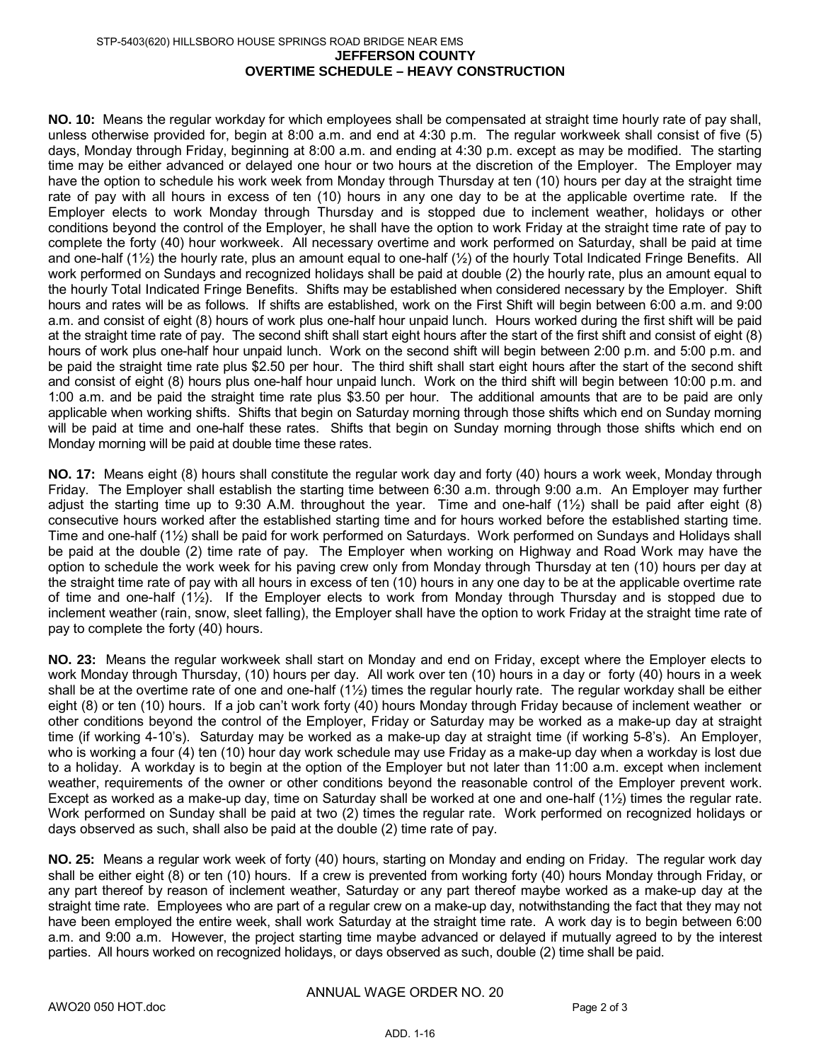**JEFFERSON COUNTY**
**OVERTIME SCHEDULE – HEAVY CONSTRUCTION**

**NO. 10:** Means the regular workday for which employees shall be compensated at straight time hourly rate of pay shall, unless otherwise provided for, begin at 8:00 a.m. and end at 4:30 p.m. The regular workweek shall consist of five (5) days, Monday through Friday, beginning at 8:00 a.m. and ending at 4:30 p.m. except as may be modified. The starting time may be either advanced or delayed one hour or two hours at the discretion of the Employer. The Employer may have the option to schedule his work week from Monday through Thursday at ten (10) hours per day at the straight time rate of pay with all hours in excess of ten (10) hours in any one day to be at the applicable overtime rate. If the Employer elects to work Monday through Thursday and is stopped due to inclement weather, holidays or other conditions beyond the control of the Employer, he shall have the option to work Friday at the straight time rate of pay to complete the forty (40) hour workweek. All necessary overtime and work performed on Saturday, shall be paid at time and one-half (1½) the hourly rate, plus an amount equal to one-half (½) of the hourly Total Indicated Fringe Benefits. All work performed on Sundays and recognized holidays shall be paid at double (2) the hourly rate, plus an amount equal to the hourly Total Indicated Fringe Benefits. Shifts may be established when considered necessary by the Employer. Shift hours and rates will be as follows. If shifts are established, work on the First Shift will begin between 6:00 a.m. and 9:00 a.m. and consist of eight (8) hours of work plus one-half hour unpaid lunch. Hours worked during the first shift will be paid at the straight time rate of pay. The second shift shall start eight hours after the start of the first shift and consist of eight (8) hours of work plus one-half hour unpaid lunch. Work on the second shift will begin between 2:00 p.m. and 5:00 p.m. and be paid the straight time rate plus $2.50 per hour. The third shift shall start eight hours after the start of the second shift and consist of eight (8) hours plus one-half hour unpaid lunch. Work on the third shift will begin between 10:00 p.m. and 1:00 a.m. and be paid the straight time rate plus $3.50 per hour. The additional amounts that are to be paid are only applicable when working shifts. Shifts that begin on Saturday morning through those shifts which end on Sunday morning will be paid at time and one-half these rates. Shifts that begin on Sunday morning through those shifts which end on Monday morning will be paid at double time these rates.

**NO. 17:** Means eight (8) hours shall constitute the regular work day and forty (40) hours a work week, Monday through Friday. The Employer shall establish the starting time between 6:30 a.m. through 9:00 a.m. An Employer may further adjust the starting time up to 9:30 A.M. throughout the year. Time and one-half (1½) shall be paid after eight (8) consecutive hours worked after the established starting time and for hours worked before the established starting time. Time and one-half (1½) shall be paid for work performed on Saturdays. Work performed on Sundays and Holidays shall be paid at the double (2) time rate of pay. The Employer when working on Highway and Road Work may have the option to schedule the work week for his paving crew only from Monday through Thursday at ten (10) hours per day at the straight time rate of pay with all hours in excess of ten (10) hours in any one day to be at the applicable overtime rate of time and one-half (1½). If the Employer elects to work from Monday through Thursday and is stopped due to inclement weather (rain, snow, sleet falling), the Employer shall have the option to work Friday at the straight time rate of pay to complete the forty (40) hours.

**NO. 23:** Means the regular workweek shall start on Monday and end on Friday, except where the Employer elects to work Monday through Thursday, (10) hours per day. All work over ten (10) hours in a day or forty (40) hours in a week shall be at the overtime rate of one and one-half (1½) times the regular hourly rate. The regular workday shall be either eight (8) or ten (10) hours. If a job can't work forty (40) hours Monday through Friday because of inclement weather or other conditions beyond the control of the Employer, Friday or Saturday may be worked as a make-up day at straight time (if working 4-10's). Saturday may be worked as a make-up day at straight time (if working 5-8's). An Employer, who is working a four (4) ten (10) hour day work schedule may use Friday as a make-up day when a workday is lost due to a holiday. A workday is to begin at the option of the Employer but not later than 11:00 a.m. except when inclement weather, requirements of the owner or other conditions beyond the reasonable control of the Employer prevent work. Except as worked as a make-up day, time on Saturday shall be worked at one and one-half (1½) times the regular rate. Work performed on Sunday shall be paid at two (2) times the regular rate. Work performed on recognized holidays or days observed as such, shall also be paid at the double (2) time rate of pay.

**NO. 25:** Means a regular work week of forty (40) hours, starting on Monday and ending on Friday. The regular work day shall be either eight (8) or ten (10) hours. If a crew is prevented from working forty (40) hours Monday through Friday, or any part thereof by reason of inclement weather, Saturday or any part thereof maybe worked as a make-up day at the straight time rate. Employees who are part of a regular crew on a make-up day, notwithstanding the fact that they may not have been employed the entire week, shall work Saturday at the straight time rate. A work day is to begin between 6:00 a.m. and 9:00 a.m. However, the project starting time maybe advanced or delayed if mutually agreed to by the interest parties. All hours worked on recognized holidays, or days observed as such, double (2) time shall be paid.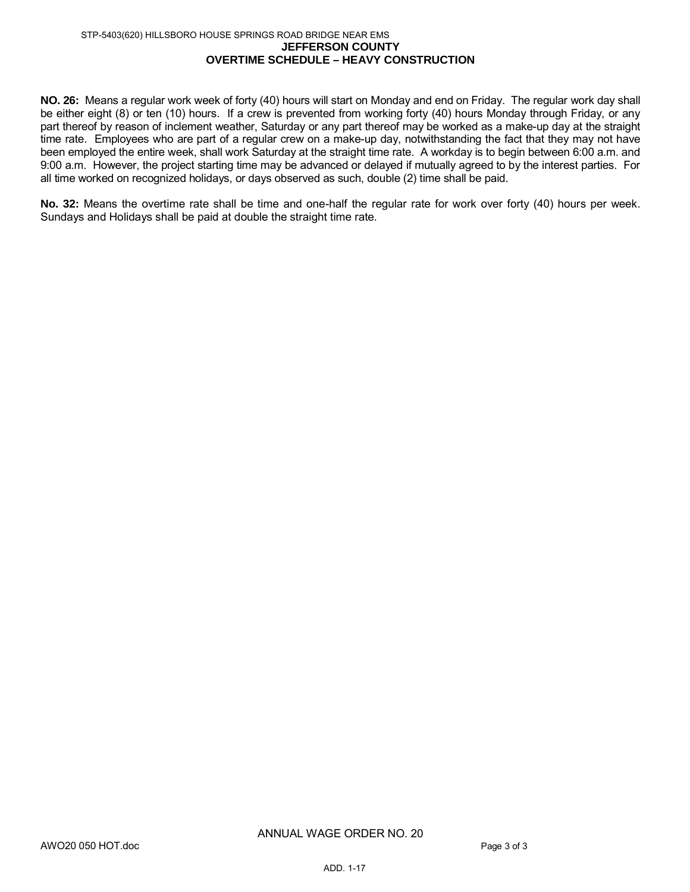# JEFFERSON COUNTY

## OVERTIME SCHEDULE – HEAVY CONSTRUCTION

**NO. 26:** Means a regular work week of forty (40) hours will start on Monday and end on Friday. The regular work day shall be either eight (8) or ten (10) hours. If a crew is prevented from working forty (40) hours Monday through Friday, or any part thereof by reason of inclement weather, Saturday or any part thereof may be worked as a make-up day at the straight time rate. Employees who are part of a regular crew on a make-up day, notwithstanding the fact that they may not have been employed the entire week, shall work Saturday at the straight time rate. A workday is to begin between 6:00 a.m. and 9:00 a.m. However, the project starting time may be advanced or delayed if mutually agreed to by the interest parties. For all time worked on recognized holidays, or days observed as such, double (2) time shall be paid.

**No. 32:** Means the overtime rate shall be time and one-half the regular rate for work over forty (40) hours per week. Sundays and Holidays shall be paid at double the straight time rate.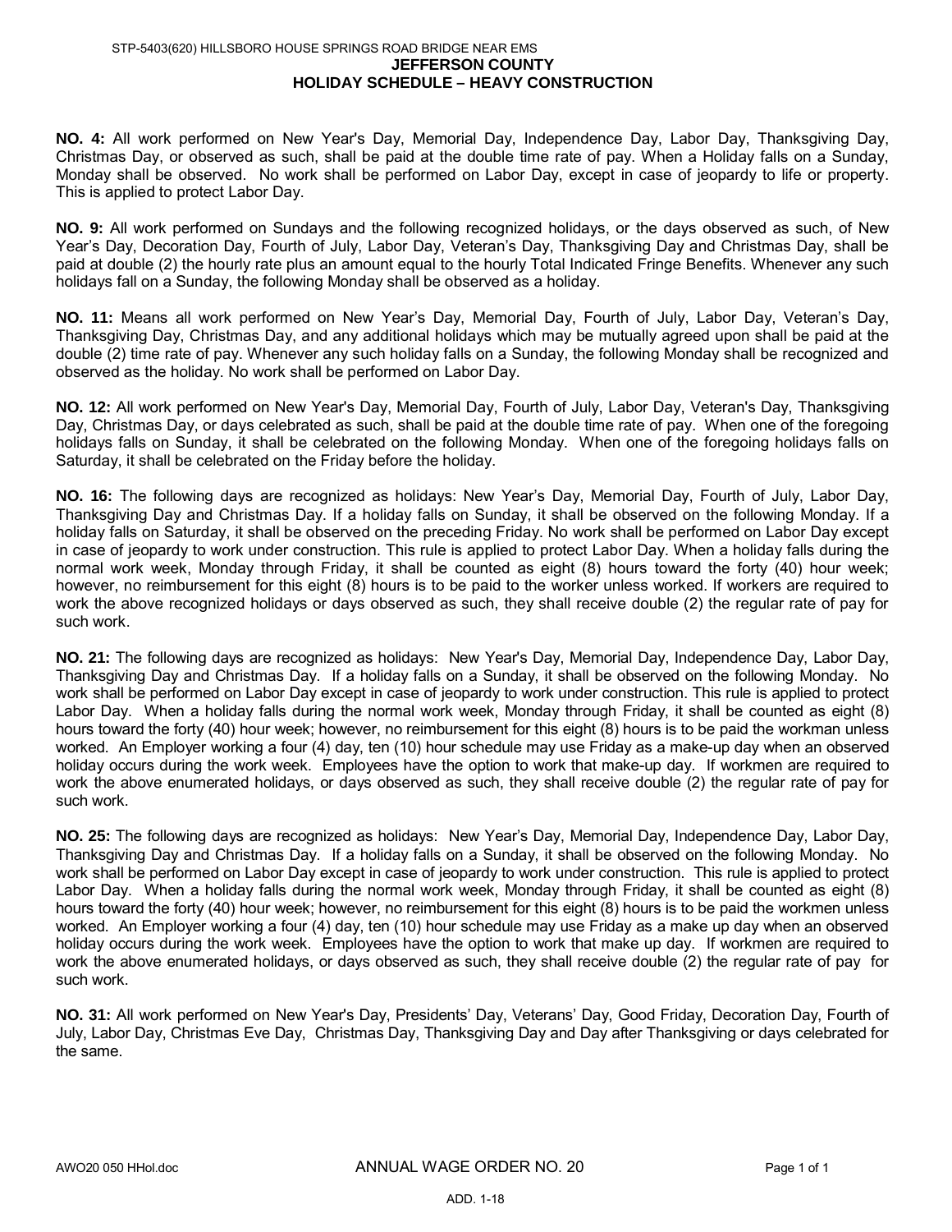STP-5403(620) HILLSBORO HOUSE SPRINGS ROAD BRIDGE NEAR EMS

# JEFFERSON COUNTY
## HOLIDAY SCHEDULE – HEAVY CONSTRUCTION

**NO. 4:** All work performed on New Year's Day, Memorial Day, Independence Day, Labor Day, Thanksgiving Day, Christmas Day, or observed as such, shall be paid at the double time rate of pay. When a Holiday falls on a Sunday, Monday shall be observed. No work shall be performed on Labor Day, except in case of jeopardy to life or property. This is applied to protect Labor Day.

**NO. 9:** All work performed on Sundays and the following recognized holidays, or the days observed as such, of New Year's Day, Decoration Day, Fourth of July, Labor Day, Veteran's Day, Thanksgiving Day and Christmas Day, shall be paid at double (2) the hourly rate plus an amount equal to the hourly Total Indicated Fringe Benefits. Whenever any such holidays fall on a Sunday, the following Monday shall be observed as a holiday.

**NO. 11:** Means all work performed on New Year's Day, Memorial Day, Fourth of July, Labor Day, Veteran's Day, Thanksgiving Day, Christmas Day, and any additional holidays which may be mutually agreed upon shall be paid at the double (2) time rate of pay. Whenever any such holiday falls on a Sunday, the following Monday shall be recognized and observed as the holiday. No work shall be performed on Labor Day.

**NO. 12:** All work performed on New Year's Day, Memorial Day, Fourth of July, Labor Day, Veteran's Day, Thanksgiving Day, Christmas Day, or days celebrated as such, shall be paid at the double time rate of pay. When one of the foregoing holidays falls on Sunday, it shall be celebrated on the following Monday. When one of the foregoing holidays falls on Saturday, it shall be celebrated on the Friday before the holiday.

**NO. 16:** The following days are recognized as holidays: New Year's Day, Memorial Day, Fourth of July, Labor Day, Thanksgiving Day and Christmas Day. If a holiday falls on Sunday, it shall be observed on the following Monday. If a holiday falls on Saturday, it shall be observed on the preceding Friday. No work shall be performed on Labor Day except in case of jeopardy to work under construction. This rule is applied to protect Labor Day. When a holiday falls during the normal work week, Monday through Friday, it shall be counted as eight (8) hours toward the forty (40) hour week; however, no reimbursement for this eight (8) hours is to be paid to the worker unless worked. If workers are required to work the above recognized holidays or days observed as such, they shall receive double (2) the regular rate of pay for such work.

**NO. 21:** The following days are recognized as holidays: New Year's Day, Memorial Day, Independence Day, Labor Day, Thanksgiving Day and Christmas Day. If a holiday falls on a Sunday, it shall be observed on the following Monday. No work shall be performed on Labor Day except in case of jeopardy to work under construction. This rule is applied to protect Labor Day. When a holiday falls during the normal work week, Monday through Friday, it shall be counted as eight (8) hours toward the forty (40) hour week; however, no reimbursement for this eight (8) hours is to be paid the workman unless worked. An Employer working a four (4) day, ten (10) hour schedule may use Friday as a make-up day when an observed holiday occurs during the work week. Employees have the option to work that make-up day. If workmen are required to work the above enumerated holidays, or days observed as such, they shall receive double (2) the regular rate of pay for such work.

**NO. 25:** The following days are recognized as holidays: New Year's Day, Memorial Day, Independence Day, Labor Day, Thanksgiving Day and Christmas Day. If a holiday falls on a Sunday, it shall be observed on the following Monday. No work shall be performed on Labor Day except in case of jeopardy to work under construction. This rule is applied to protect Labor Day. When a holiday falls during the normal work week, Monday through Friday, it shall be counted as eight (8) hours toward the forty (40) hour week; however, no reimbursement for this eight (8) hours is to be paid the workmen unless worked. An Employer working a four (4) day, ten (10) hour schedule may use Friday as a make up day when an observed holiday occurs during the work week. Employees have the option to work that make up day. If workmen are required to work the above enumerated holidays, or days observed as such, they shall receive double (2) the regular rate of pay for such work.

**NO. 31:** All work performed on New Year's Day, Presidents' Day, Veterans' Day, Good Friday, Decoration Day, Fourth of July, Labor Day, Christmas Eve Day, Christmas Day, Thanksgiving Day and Day after Thanksgiving or days celebrated for the same.

AWO20 050 HHol.doc ANNUAL WAGE ORDER NO. 20